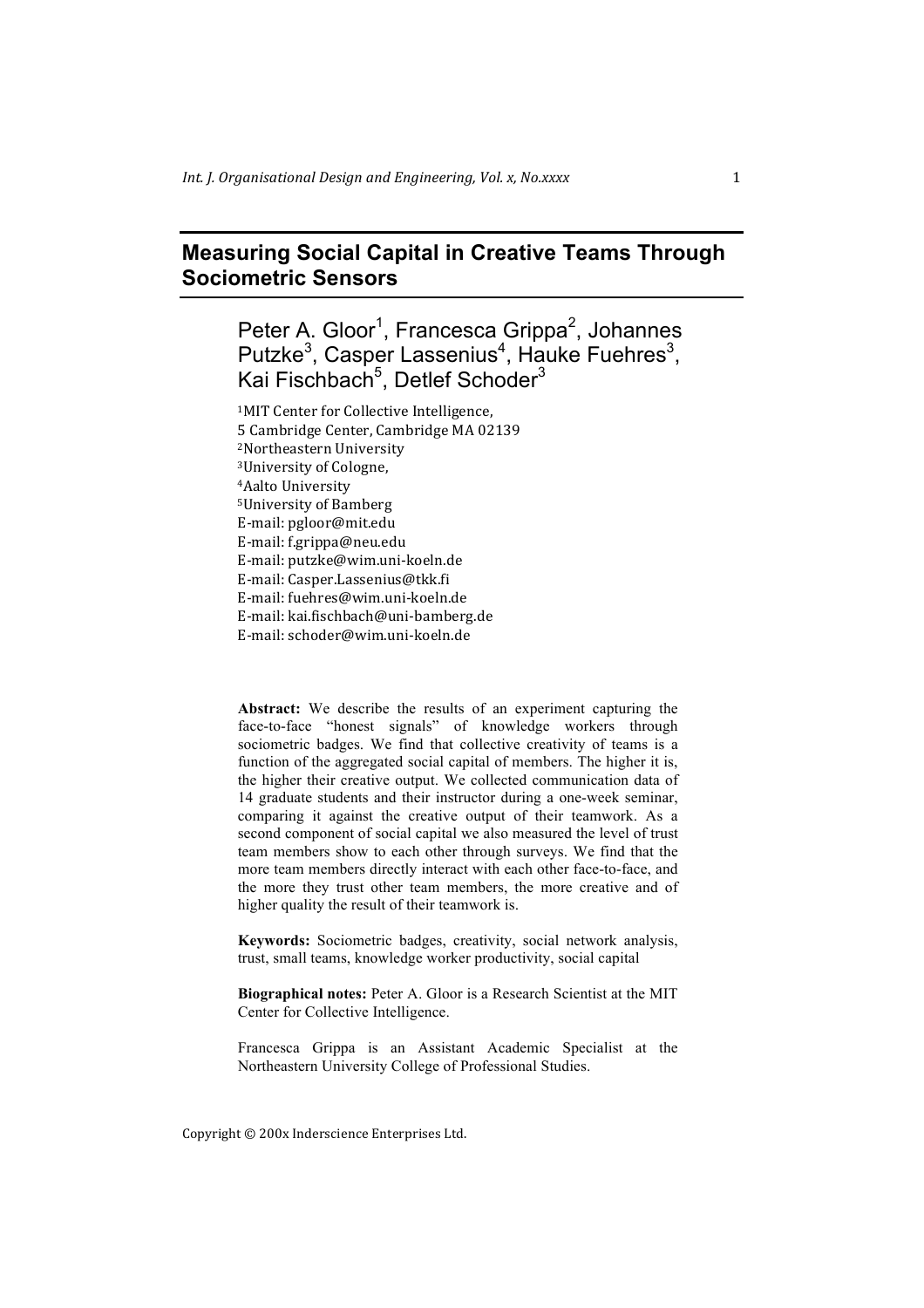# Measuring Social Capital in Creative Teams Through Sociometric Sensors

Peter A. Gloor[1], Francesca Grippa[2], Johannes Putzke[3], Casper Lassenius[4], Hauke Fuehres[3], Kai Fischbach[5], Detlef Schoder[3]

[1]MIT Center for Collective Intelligence,
5 Cambridge Center, Cambridge MA 02139
[2]Northeastern University
[3]University of Cologne,
[4]Aalto University
[5]University of Bamberg
E-mail: pgloor@mit.edu
E-mail: f.grippa@neu.edu
E-mail: putzke@wim.uni-koeln.de
E-mail: Casper.Lassenius@tkk.fi
E-mail: fuehres@wim.uni-koeln.de
E-mail: kai.fischbach@uni-bamberg.de
E-mail: schoder@wim.uni-koeln.de

**Abstract:** We describe the results of an experiment capturing the face-to-face "honest signals" of knowledge workers through sociometric badges. We find that collective creativity of teams is a function of the aggregated social capital of members. The higher it is, the higher their creative output. We collected communication data of 14 graduate students and their instructor during a one-week seminar, comparing it against the creative output of their teamwork. As a second component of social capital we also measured the level of trust team members show to each other through surveys. We find that the more team members directly interact with each other face-to-face, and the more they trust other team members, the more creative and of higher quality the result of their teamwork is.

**Keywords:** Sociometric badges, creativity, social network analysis, trust, small teams, knowledge worker productivity, social capital

**Biographical notes:** Peter A. Gloor is a Research Scientist at the MIT Center for Collective Intelligence.

Francesca Grippa is an Assistant Academic Specialist at the Northeastern University College of Professional Studies.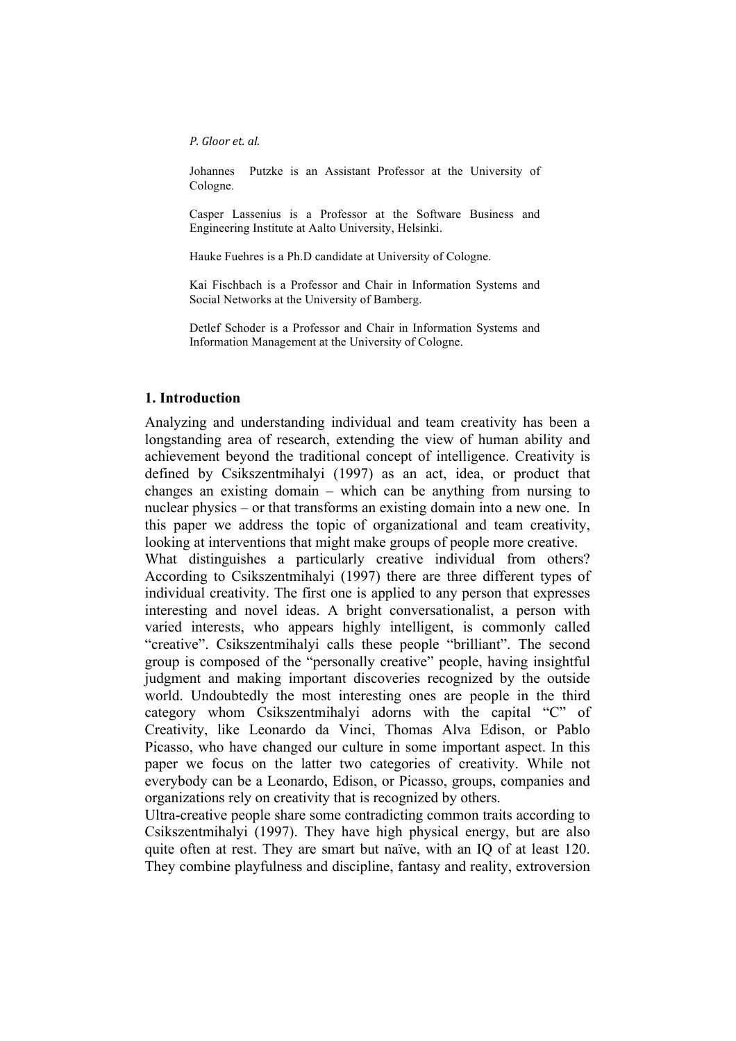Johannes Putzke is an Assistant Professor at the University of Cologne.

Casper Lassenius is a Professor at the Software Business and Engineering Institute at Aalto University, Helsinki.

Hauke Fuehres is a Ph.D candidate at University of Cologne.

Kai Fischbach is a Professor and Chair in Information Systems and Social Networks at the University of Bamberg.

Detlef Schoder is a Professor and Chair in Information Systems and Information Management at the University of Cologne.

## 1. Introduction

Analyzing and understanding individual and team creativity has been a longstanding area of research, extending the view of human ability and achievement beyond the traditional concept of intelligence. Creativity is defined by Csikszentmihalyi (1997) as an act, idea, or product that changes an existing domain – which can be anything from nursing to nuclear physics – or that transforms an existing domain into a new one. In this paper we address the topic of organizational and team creativity, looking at interventions that might make groups of people more creative.

What distinguishes a particularly creative individual from others? According to Csikszentmihalyi (1997) there are three different types of individual creativity. The first one is applied to any person that expresses interesting and novel ideas. A bright conversationalist, a person with varied interests, who appears highly intelligent, is commonly called "creative". Csikszentmihalyi calls these people "brilliant". The second group is composed of the "personally creative" people, having insightful judgment and making important discoveries recognized by the outside world. Undoubtedly the most interesting ones are people in the third category whom Csikszentmihalyi adorns with the capital "C" of Creativity, like Leonardo da Vinci, Thomas Alva Edison, or Pablo Picasso, who have changed our culture in some important aspect. In this paper we focus on the latter two categories of creativity. While not everybody can be a Leonardo, Edison, or Picasso, groups, companies and organizations rely on creativity that is recognized by others.

Ultra-creative people share some contradicting common traits according to Csikszentmihalyi (1997). They have high physical energy, but are also quite often at rest. They are smart but naïve, with an IQ of at least 120. They combine playfulness and discipline, fantasy and reality, extroversion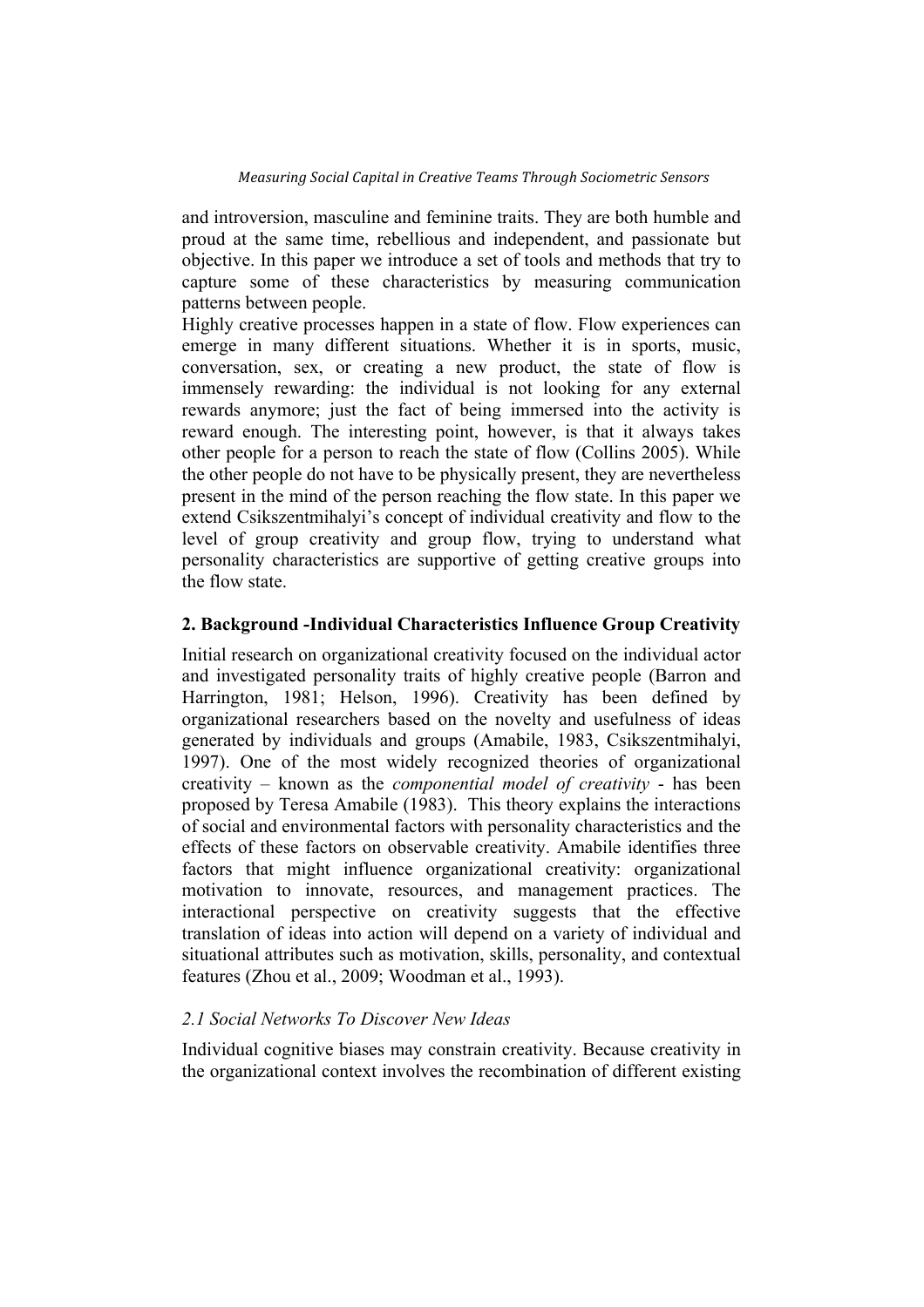and introversion, masculine and feminine traits. They are both humble and proud at the same time, rebellious and independent, and passionate but objective. In this paper we introduce a set of tools and methods that try to capture some of these characteristics by measuring communication patterns between people.

Highly creative processes happen in a state of flow. Flow experiences can emerge in many different situations. Whether it is in sports, music, conversation, sex, or creating a new product, the state of flow is immensely rewarding: the individual is not looking for any external rewards anymore; just the fact of being immersed into the activity is reward enough. The interesting point, however, is that it always takes other people for a person to reach the state of flow (Collins 2005). While the other people do not have to be physically present, they are nevertheless present in the mind of the person reaching the flow state. In this paper we extend Csikszentmihalyi's concept of individual creativity and flow to the level of group creativity and group flow, trying to understand what personality characteristics are supportive of getting creative groups into the flow state.

## 2. Background -Individual Characteristics Influence Group Creativity

Initial research on organizational creativity focused on the individual actor and investigated personality traits of highly creative people (Barron and Harrington, 1981; Helson, 1996). Creativity has been defined by organizational researchers based on the novelty and usefulness of ideas generated by individuals and groups (Amabile, 1983, Csikszentmihalyi, 1997). One of the most widely recognized theories of organizational creativity – known as the *componential model of creativity* - has been proposed by Teresa Amabile (1983). This theory explains the interactions of social and environmental factors with personality characteristics and the effects of these factors on observable creativity. Amabile identifies three factors that might influence organizational creativity: organizational motivation to innovate, resources, and management practices. The interactional perspective on creativity suggests that the effective translation of ideas into action will depend on a variety of individual and situational attributes such as motivation, skills, personality, and contextual features (Zhou et al., 2009; Woodman et al., 1993).

### *2.1 Social Networks To Discover New Ideas*

Individual cognitive biases may constrain creativity. Because creativity in the organizational context involves the recombination of different existing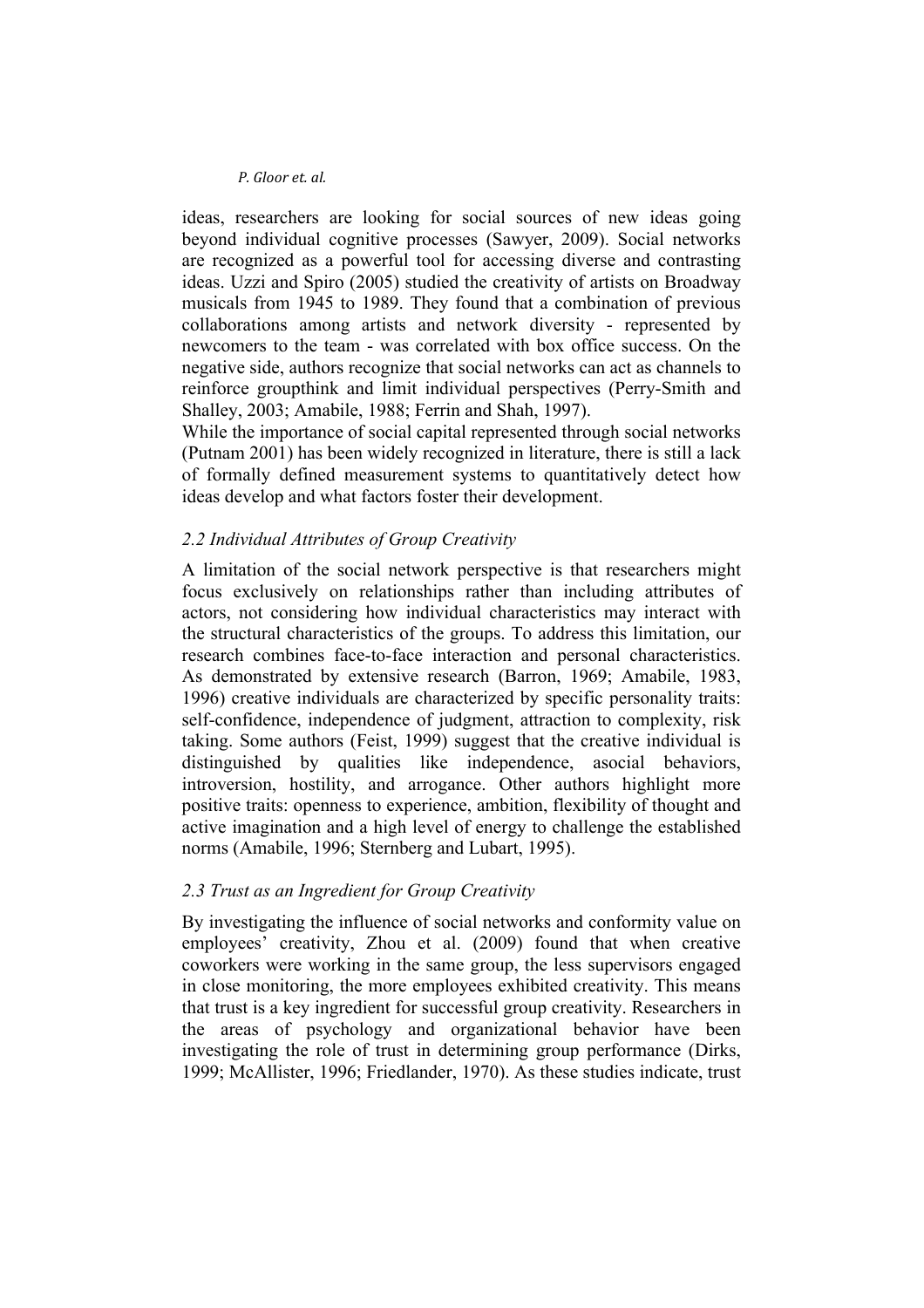ideas, researchers are looking for social sources of new ideas going beyond individual cognitive processes (Sawyer, 2009). Social networks are recognized as a powerful tool for accessing diverse and contrasting ideas. Uzzi and Spiro (2005) studied the creativity of artists on Broadway musicals from 1945 to 1989. They found that a combination of previous collaborations among artists and network diversity - represented by newcomers to the team - was correlated with box office success. On the negative side, authors recognize that social networks can act as channels to reinforce groupthink and limit individual perspectives (Perry-Smith and Shalley, 2003; Amabile, 1988; Ferrin and Shah, 1997).

While the importance of social capital represented through social networks (Putnam 2001) has been widely recognized in literature, there is still a lack of formally defined measurement systems to quantitatively detect how ideas develop and what factors foster their development.

### *2.2 Individual Attributes of Group Creativity*

A limitation of the social network perspective is that researchers might focus exclusively on relationships rather than including attributes of actors, not considering how individual characteristics may interact with the structural characteristics of the groups. To address this limitation, our research combines face-to-face interaction and personal characteristics. As demonstrated by extensive research (Barron, 1969; Amabile, 1983, 1996) creative individuals are characterized by specific personality traits: self-confidence, independence of judgment, attraction to complexity, risk taking. Some authors (Feist, 1999) suggest that the creative individual is distinguished by qualities like independence, asocial behaviors, introversion, hostility, and arrogance. Other authors highlight more positive traits: openness to experience, ambition, flexibility of thought and active imagination and a high level of energy to challenge the established norms (Amabile, 1996; Sternberg and Lubart, 1995).

### *2.3 Trust as an Ingredient for Group Creativity*

By investigating the influence of social networks and conformity value on employees' creativity, Zhou et al. (2009) found that when creative coworkers were working in the same group, the less supervisors engaged in close monitoring, the more employees exhibited creativity. This means that trust is a key ingredient for successful group creativity. Researchers in the areas of psychology and organizational behavior have been investigating the role of trust in determining group performance (Dirks, 1999; McAllister, 1996; Friedlander, 1970). As these studies indicate, trust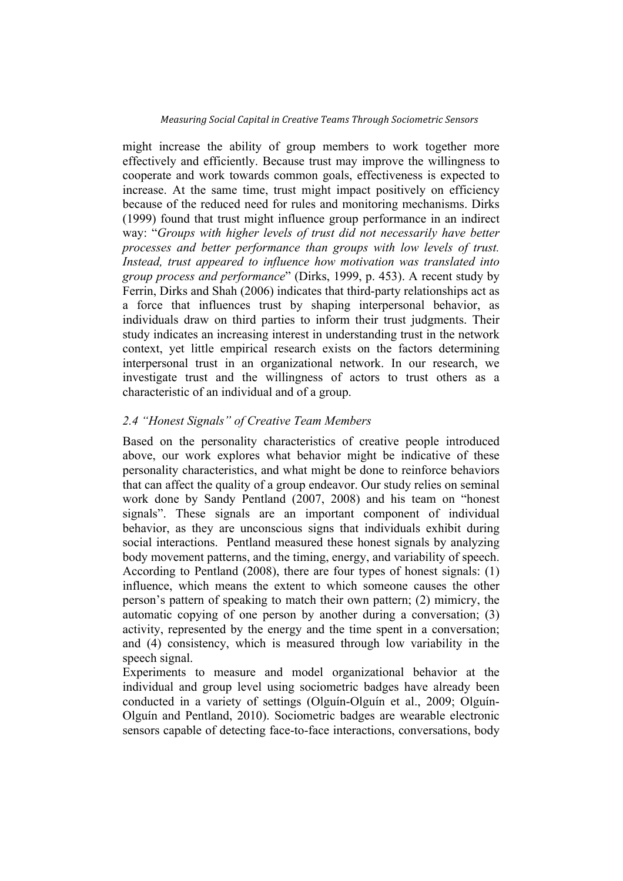might increase the ability of group members to work together more effectively and efficiently. Because trust may improve the willingness to cooperate and work towards common goals, effectiveness is expected to increase. At the same time, trust might impact positively on efficiency because of the reduced need for rules and monitoring mechanisms. Dirks (1999) found that trust might influence group performance in an indirect way: "*Groups with higher levels of trust did not necessarily have better processes and better performance than groups with low levels of trust. Instead, trust appeared to influence how motivation was translated into group process and performance*" (Dirks, 1999, p. 453). A recent study by Ferrin, Dirks and Shah (2006) indicates that third-party relationships act as a force that influences trust by shaping interpersonal behavior, as individuals draw on third parties to inform their trust judgments. Their study indicates an increasing interest in understanding trust in the network context, yet little empirical research exists on the factors determining interpersonal trust in an organizational network. In our research, we investigate trust and the willingness of actors to trust others as a characteristic of an individual and of a group.

### *2.4 "Honest Signals" of Creative Team Members*

Based on the personality characteristics of creative people introduced above, our work explores what behavior might be indicative of these personality characteristics, and what might be done to reinforce behaviors that can affect the quality of a group endeavor. Our study relies on seminal work done by Sandy Pentland (2007, 2008) and his team on "honest signals". These signals are an important component of individual behavior, as they are unconscious signs that individuals exhibit during social interactions. Pentland measured these honest signals by analyzing body movement patterns, and the timing, energy, and variability of speech. According to Pentland (2008), there are four types of honest signals: (1) influence, which means the extent to which someone causes the other person's pattern of speaking to match their own pattern; (2) mimicry, the automatic copying of one person by another during a conversation; (3) activity, represented by the energy and the time spent in a conversation; and (4) consistency, which is measured through low variability in the speech signal.

Experiments to measure and model organizational behavior at the individual and group level using sociometric badges have already been conducted in a variety of settings (Olguín-Olguín et al., 2009; Olguín-Olguín and Pentland, 2010). Sociometric badges are wearable electronic sensors capable of detecting face-to-face interactions, conversations, body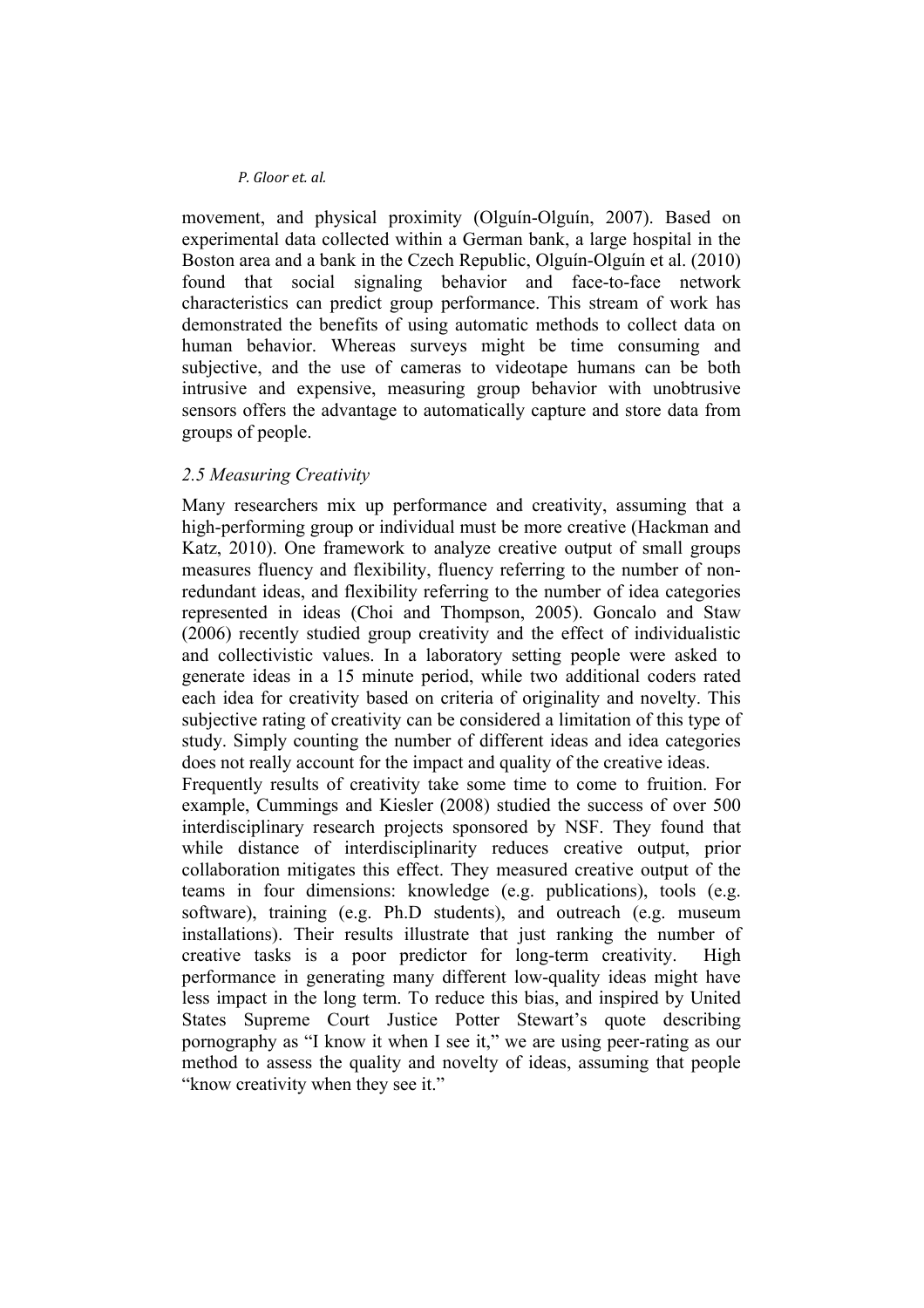movement, and physical proximity (Olguín-Olguín, 2007). Based on experimental data collected within a German bank, a large hospital in the Boston area and a bank in the Czech Republic, Olguín-Olguín et al. (2010) found that social signaling behavior and face-to-face network characteristics can predict group performance. This stream of work has demonstrated the benefits of using automatic methods to collect data on human behavior. Whereas surveys might be time consuming and subjective, and the use of cameras to videotape humans can be both intrusive and expensive, measuring group behavior with unobtrusive sensors offers the advantage to automatically capture and store data from groups of people.

### *2.5 Measuring Creativity*

Many researchers mix up performance and creativity, assuming that a high-performing group or individual must be more creative (Hackman and Katz, 2010). One framework to analyze creative output of small groups measures fluency and flexibility, fluency referring to the number of non-redundant ideas, and flexibility referring to the number of idea categories represented in ideas (Choi and Thompson, 2005). Goncalo and Staw (2006) recently studied group creativity and the effect of individualistic and collectivistic values. In a laboratory setting people were asked to generate ideas in a 15 minute period, while two additional coders rated each idea for creativity based on criteria of originality and novelty. This subjective rating of creativity can be considered a limitation of this type of study. Simply counting the number of different ideas and idea categories does not really account for the impact and quality of the creative ideas.

Frequently results of creativity take some time to come to fruition. For example, Cummings and Kiesler (2008) studied the success of over 500 interdisciplinary research projects sponsored by NSF. They found that while distance of interdisciplinarity reduces creative output, prior collaboration mitigates this effect. They measured creative output of the teams in four dimensions: knowledge (e.g. publications), tools (e.g. software), training (e.g. Ph.D students), and outreach (e.g. museum installations). Their results illustrate that just ranking the number of creative tasks is a poor predictor for long-term creativity. High performance in generating many different low-quality ideas might have less impact in the long term. To reduce this bias, and inspired by United States Supreme Court Justice Potter Stewart's quote describing pornography as "I know it when I see it," we are using peer-rating as our method to assess the quality and novelty of ideas, assuming that people "know creativity when they see it."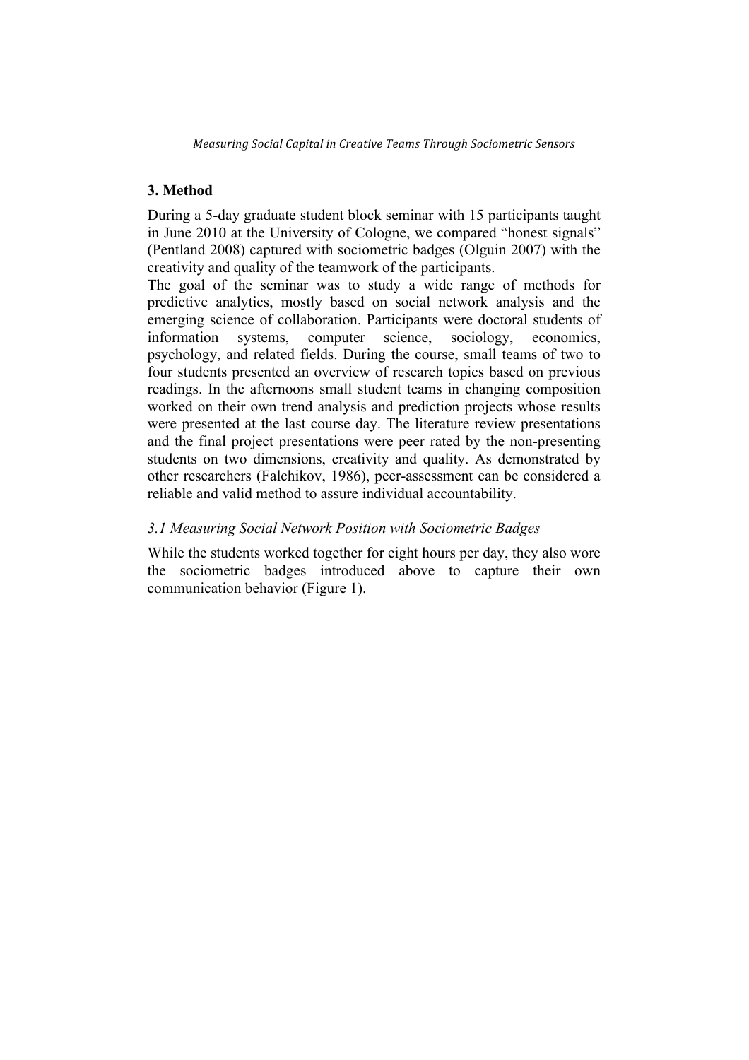## 3. Method

During a 5-day graduate student block seminar with 15 participants taught in June 2010 at the University of Cologne, we compared "honest signals" (Pentland 2008) captured with sociometric badges (Olguin 2007) with the creativity and quality of the teamwork of the participants.

The goal of the seminar was to study a wide range of methods for predictive analytics, mostly based on social network analysis and the emerging science of collaboration. Participants were doctoral students of information systems, computer science, sociology, economics, psychology, and related fields. During the course, small teams of two to four students presented an overview of research topics based on previous readings. In the afternoons small student teams in changing composition worked on their own trend analysis and prediction projects whose results were presented at the last course day. The literature review presentations and the final project presentations were peer rated by the non-presenting students on two dimensions, creativity and quality. As demonstrated by other researchers (Falchikov, 1986), peer-assessment can be considered a reliable and valid method to assure individual accountability.

### *3.1 Measuring Social Network Position with Sociometric Badges*

While the students worked together for eight hours per day, they also wore the sociometric badges introduced above to capture their own communication behavior (Figure 1).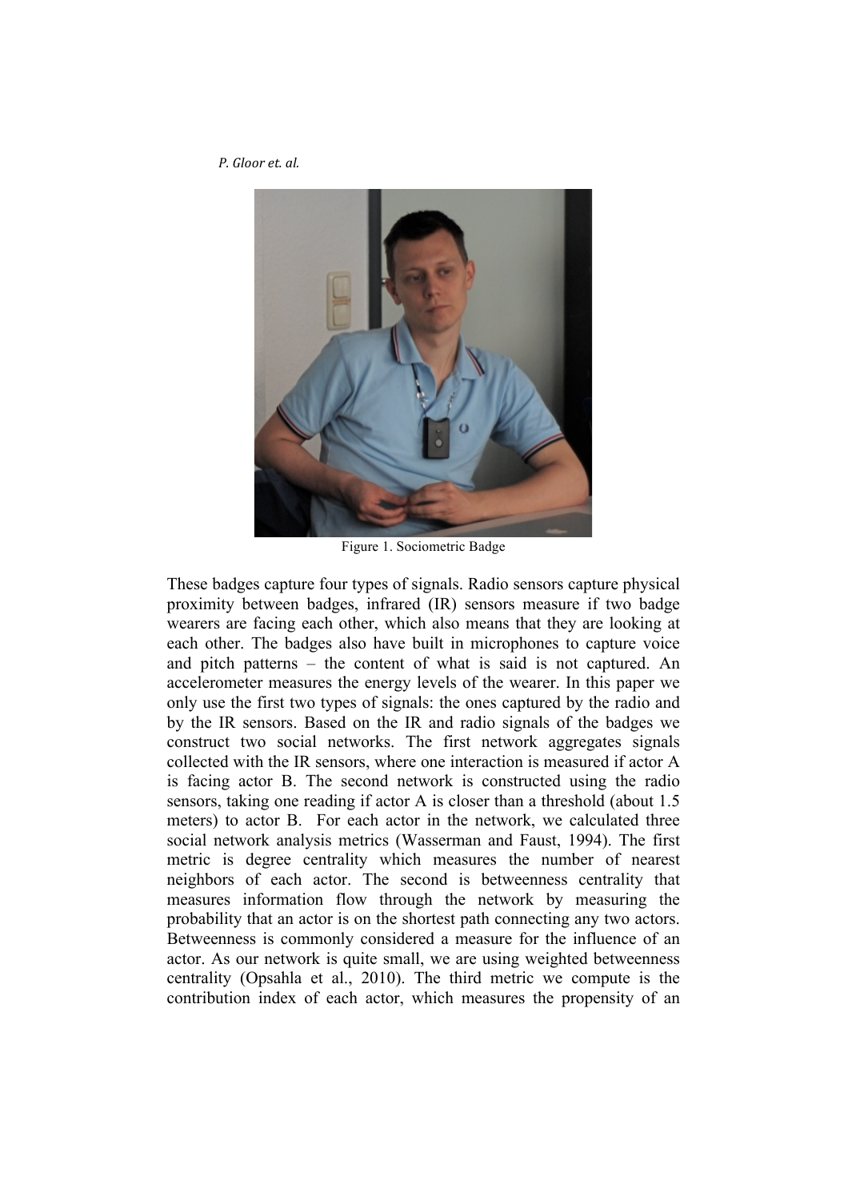Figure 1. Sociometric Badge

These badges capture four types of signals. Radio sensors capture physical proximity between badges, infrared (IR) sensors measure if two badge wearers are facing each other, which also means that they are looking at each other. The badges also have built in microphones to capture voice and pitch patterns – the content of what is said is not captured. An accelerometer measures the energy levels of the wearer. In this paper we only use the first two types of signals: the ones captured by the radio and by the IR sensors. Based on the IR and radio signals of the badges we construct two social networks. The first network aggregates signals collected with the IR sensors, where one interaction is measured if actor A is facing actor B. The second network is constructed using the radio sensors, taking one reading if actor A is closer than a threshold (about 1.5 meters) to actor B. For each actor in the network, we calculated three social network analysis metrics (Wasserman and Faust, 1994). The first metric is degree centrality which measures the number of nearest neighbors of each actor. The second is betweenness centrality that measures information flow through the network by measuring the probability that an actor is on the shortest path connecting any two actors. Betweenness is commonly considered a measure for the influence of an actor. As our network is quite small, we are using weighted betweenness centrality (Opsahla et al., 2010). The third metric we compute is the contribution index of each actor, which measures the propensity of an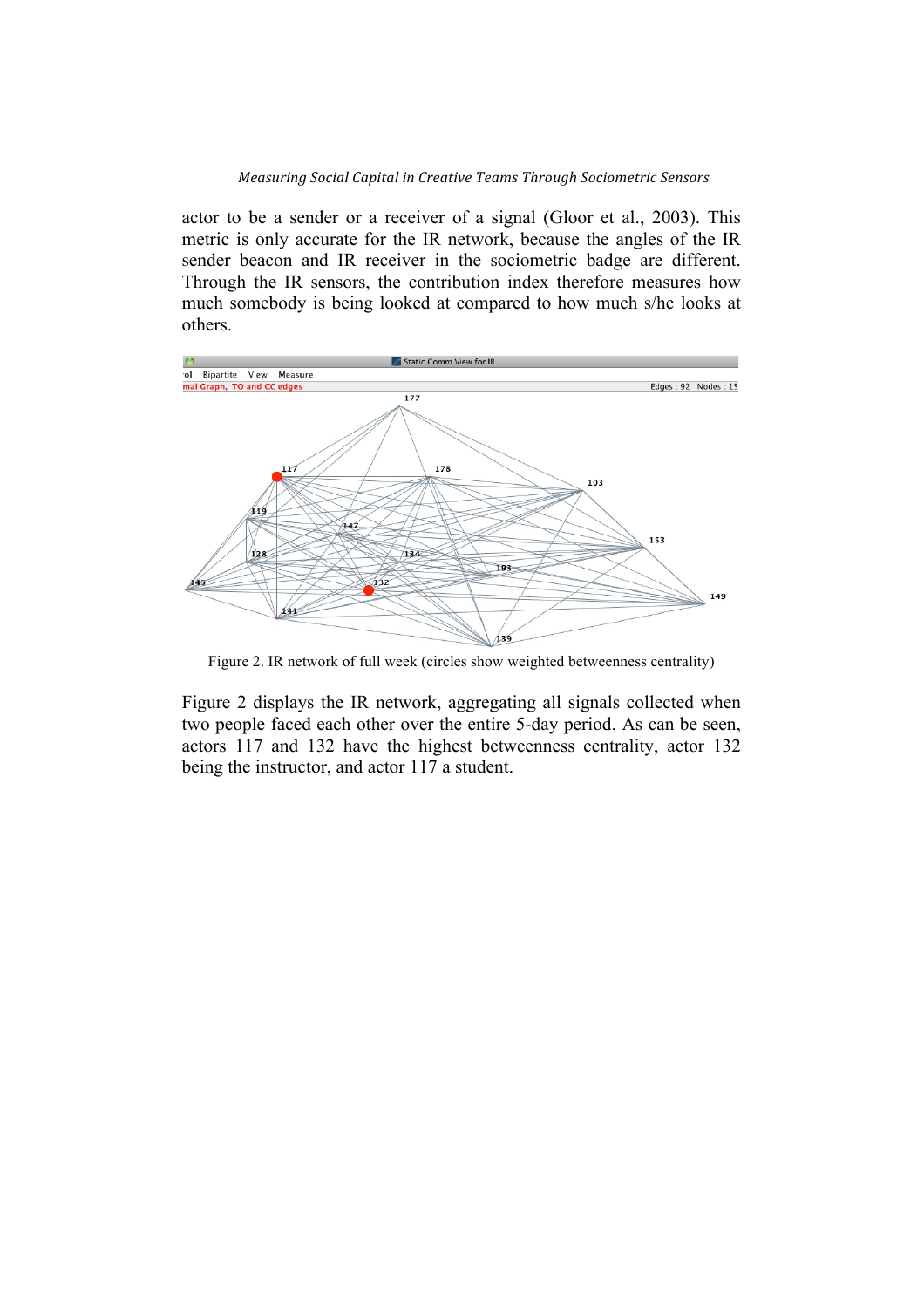actor to be a sender or a receiver of a signal (Gloor et al., 2003). This metric is only accurate for the IR network, because the angles of the IR sender beacon and IR receiver in the sociometric badge are different. Through the IR sensors, the contribution index therefore measures how much somebody is being looked at compared to how much s/he looks at others.

Figure 2. IR network of full week (circles show weighted betweenness centrality)

Figure 2 displays the IR network, aggregating all signals collected when two people faced each other over the entire 5-day period. As can be seen, actors 117 and 132 have the highest betweenness centrality, actor 132 being the instructor, and actor 117 a student.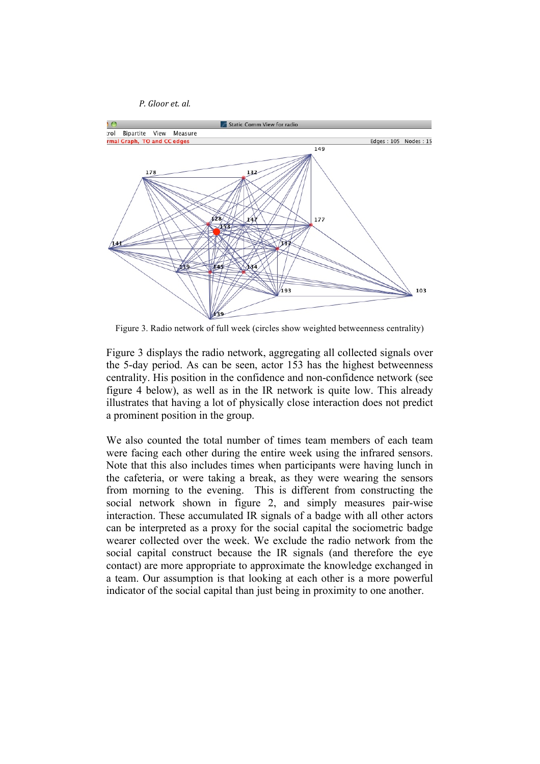Figure 3. Radio network of full week (circles show weighted betweenness centrality)

Figure 3 displays the radio network, aggregating all collected signals over the 5-day period. As can be seen, actor 153 has the highest betweenness centrality. His position in the confidence and non-confidence network (see figure 4 below), as well as in the IR network is quite low. This already illustrates that having a lot of physically close interaction does not predict a prominent position in the group.

We also counted the total number of times team members of each team were facing each other during the entire week using the infrared sensors. Note that this also includes times when participants were having lunch in the cafeteria, or were taking a break, as they were wearing the sensors from morning to the evening. This is different from constructing the social network shown in figure 2, and simply measures pair-wise interaction. These accumulated IR signals of a badge with all other actors can be interpreted as a proxy for the social capital the sociometric badge wearer collected over the week. We exclude the radio network from the social capital construct because the IR signals (and therefore the eye contact) are more appropriate to approximate the knowledge exchanged in a team. Our assumption is that looking at each other is a more powerful indicator of the social capital than just being in proximity to one another.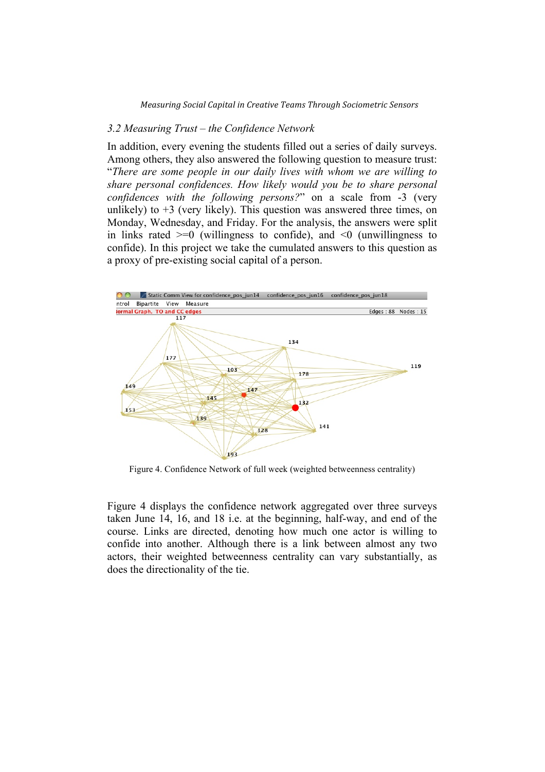### 3.2 Measuring Trust – the Confidence Network

In addition, every evening the students filled out a series of daily surveys. Among others, they also answered the following question to measure trust: "*There are some people in our daily lives with whom we are willing to share personal confidences. How likely would you be to share personal confidences with the following persons?*" on a scale from -3 (very unlikely) to +3 (very likely). This question was answered three times, on Monday, Wednesday, and Friday. For the analysis, the answers were split in links rated >=0 (willingness to confide), and <0 (unwillingness to confide). In this project we take the cumulated answers to this question as a proxy of pre-existing social capital of a person.

Figure 4. Confidence Network of full week (weighted betweenness centrality)

Figure 4 displays the confidence network aggregated over three surveys taken June 14, 16, and 18 i.e. at the beginning, half-way, and end of the course. Links are directed, denoting how much one actor is willing to confide into another. Although there is a link between almost any two actors, their weighted betweenness centrality can vary substantially, as does the directionality of the tie.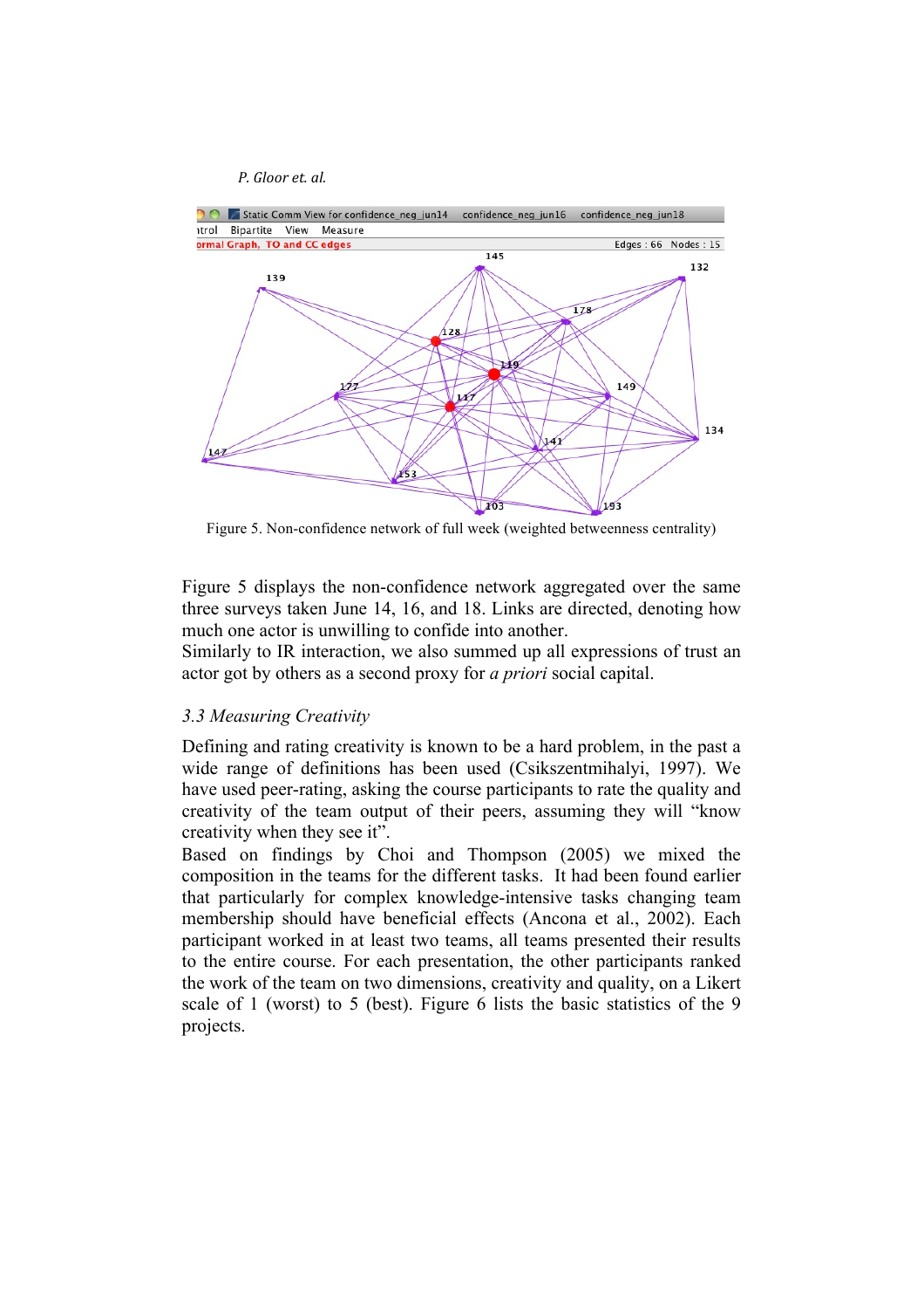Figure 5. Non-confidence network of full week (weighted betweenness centrality)

Figure 5 displays the non-confidence network aggregated over the same three surveys taken June 14, 16, and 18. Links are directed, denoting how much one actor is unwilling to confide into another.
Similarly to IR interaction, we also summed up all expressions of trust an actor got by others as a second proxy for *a priori* social capital.

### 3.3 Measuring Creativity

Defining and rating creativity is known to be a hard problem, in the past a wide range of definitions has been used (Csikszentmihalyi, 1997). We have used peer-rating, asking the course participants to rate the quality and creativity of the team output of their peers, assuming they will "know creativity when they see it".
Based on findings by Choi and Thompson (2005) we mixed the composition in the teams for the different tasks. It had been found earlier that particularly for complex knowledge-intensive tasks changing team membership should have beneficial effects (Ancona et al., 2002). Each participant worked in at least two teams, all teams presented their results to the entire course. For each presentation, the other participants ranked the work of the team on two dimensions, creativity and quality, on a Likert scale of 1 (worst) to 5 (best). Figure 6 lists the basic statistics of the 9 projects.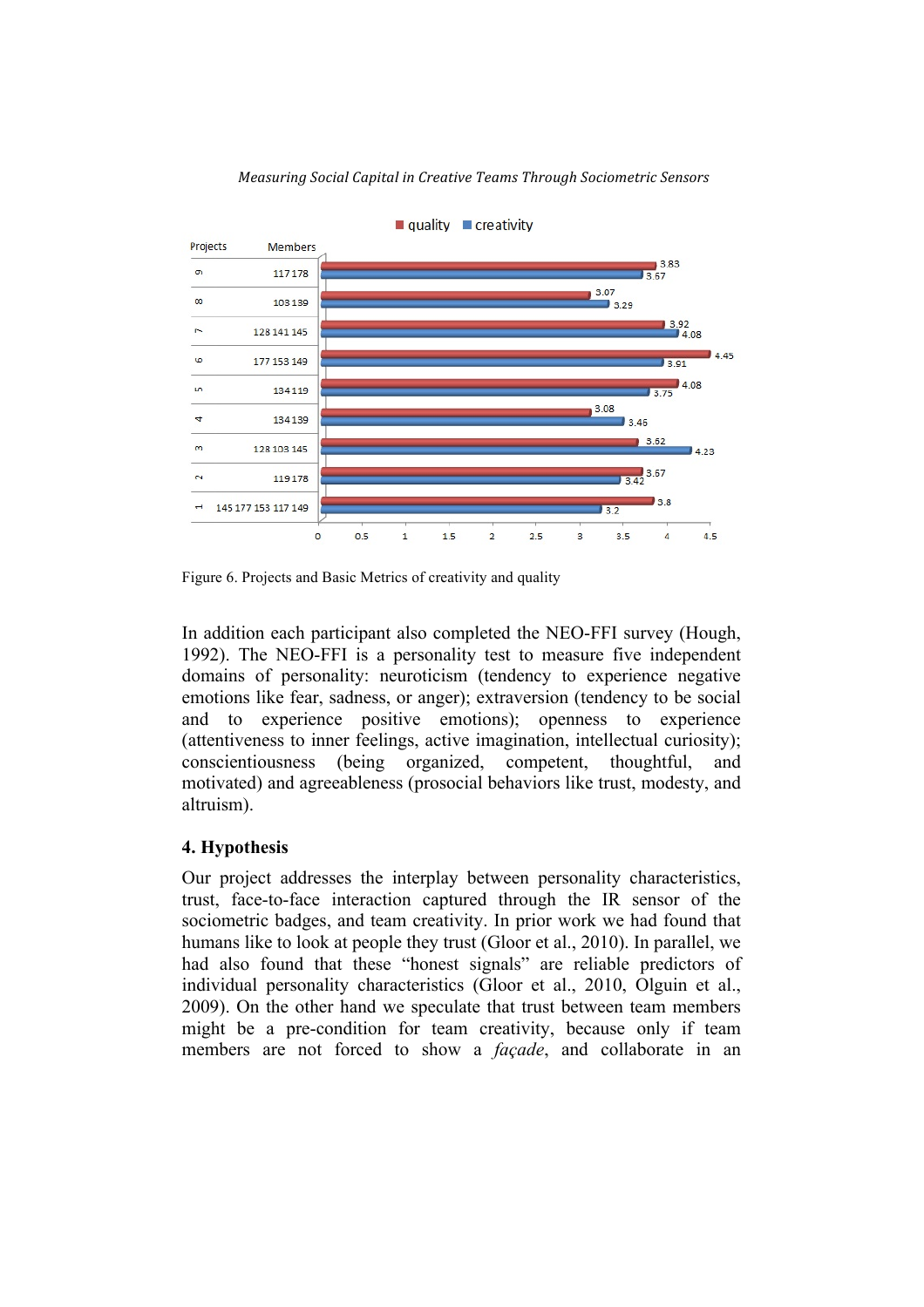Figure 6. Projects and Basic Metrics of creativity and quality

In addition each participant also completed the NEO-FFI survey (Hough, 1992). The NEO-FFI is a personality test to measure five independent domains of personality: neuroticism (tendency to experience negative emotions like fear, sadness, or anger); extraversion (tendency to be social and to experience positive emotions); openness to experience (attentiveness to inner feelings, active imagination, intellectual curiosity); conscientiousness (being organized, competent, thoughtful, and motivated) and agreeableness (prosocial behaviors like trust, modesty, and altruism).

## 4. Hypothesis

Our project addresses the interplay between personality characteristics, trust, face-to-face interaction captured through the IR sensor of the sociometric badges, and team creativity. In prior work we had found that humans like to look at people they trust (Gloor et al., 2010). In parallel, we had also found that these "honest signals" are reliable predictors of individual personality characteristics (Gloor et al., 2010, Olguin et al., 2009). On the other hand we speculate that trust between team members might be a pre-condition for team creativity, because only if team members are not forced to show a *façade*, and collaborate in an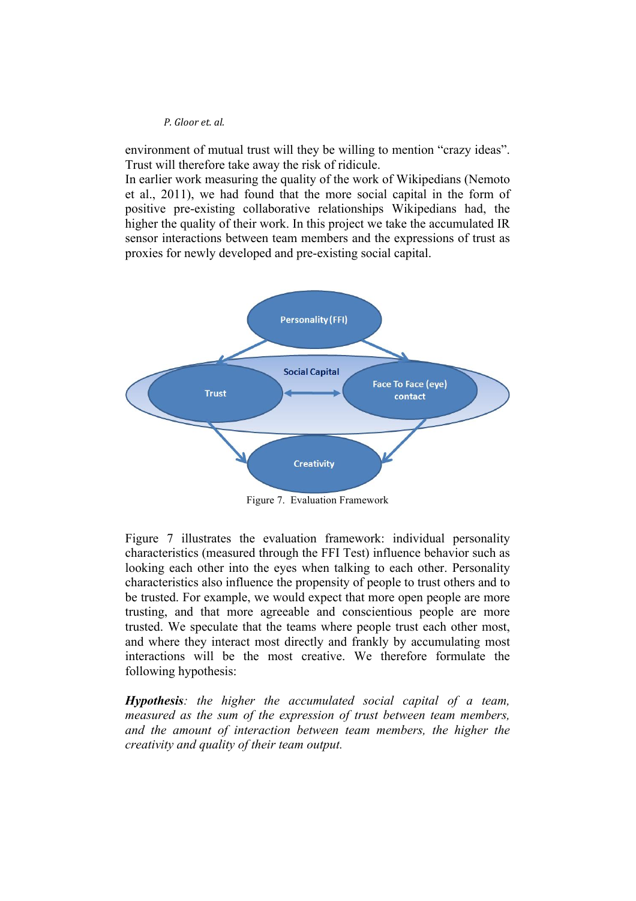environment of mutual trust will they be willing to mention “crazy ideas”. Trust will therefore take away the risk of ridicule.

In earlier work measuring the quality of the work of Wikipedians (Nemoto et al., 2011), we had found that the more social capital in the form of positive pre-existing collaborative relationships Wikipedians had, the higher the quality of their work. In this project we take the accumulated IR sensor interactions between team members and the expressions of trust as proxies for newly developed and pre-existing social capital.

Figure 7. Evaluation Framework

Figure 7 illustrates the evaluation framework: individual personality characteristics (measured through the FFI Test) influence behavior such as looking each other into the eyes when talking to each other. Personality characteristics also influence the propensity of people to trust others and to be trusted. For example, we would expect that more open people are more trusting, and that more agreeable and conscientious people are more trusted. We speculate that the teams where people trust each other most, and where they interact most directly and frankly by accumulating most interactions will be the most creative. We therefore formulate the following hypothesis:

***Hypothesis****: the higher the accumulated social capital of a team, measured as the sum of the expression of trust between team members, and the amount of interaction between team members, the higher the creativity and quality of their team output.*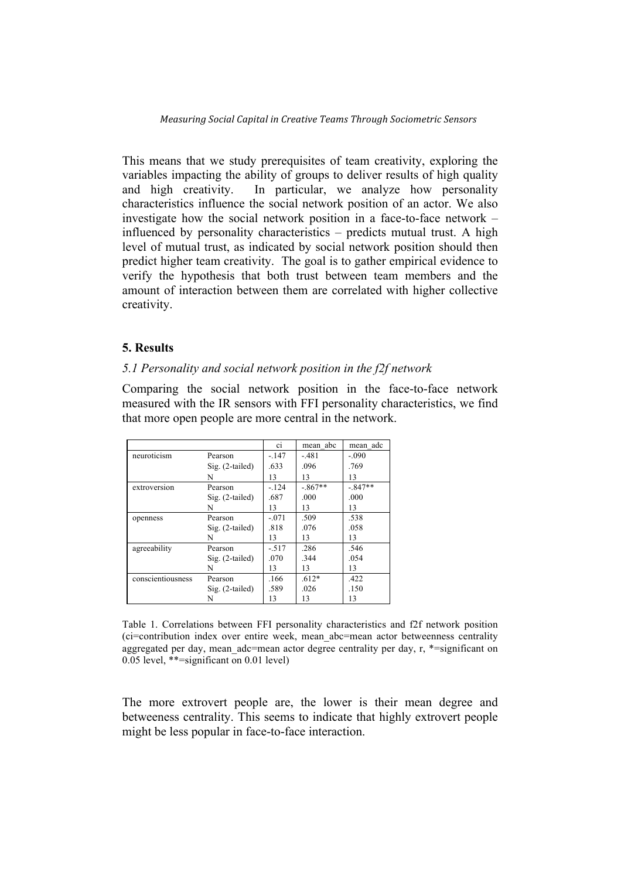This means that we study prerequisites of team creativity, exploring the variables impacting the ability of groups to deliver results of high quality and high creativity. In particular, we analyze how personality characteristics influence the social network position of an actor. We also investigate how the social network position in a face-to-face network – influenced by personality characteristics – predicts mutual trust. A high level of mutual trust, as indicated by social network position should then predict higher team creativity. The goal is to gather empirical evidence to verify the hypothesis that both trust between team members and the amount of interaction between them are correlated with higher collective creativity.

## 5. Results

### *5.1 Personality and social network position in the f2f network*

Comparing the social network position in the face-to-face network measured with the IR sensors with FFI personality characteristics, we find that more open people are more central in the network.

| | | ci | mean_abc | mean_adc |
|---|---|---|---|---|
| neuroticism | Pearson | -.147 | -.481 | -.090 |
| | Sig. (2-tailed) | .633 | .096 | .769 |
| | N | 13 | 13 | 13 |
| extroversion | Pearson | -.124 | -.867** | -.847** |
| | Sig. (2-tailed) | .687 | .000 | .000 |
| | N | 13 | 13 | 13 |
| openness | Pearson | -.071 | .509 | .538 |
| | Sig. (2-tailed) | .818 | .076 | .058 |
| | N | 13 | 13 | 13 |
| agreeability | Pearson | -.517 | .286 | .546 |
| | Sig. (2-tailed) | .070 | .344 | .054 |
| | N | 13 | 13 | 13 |
| conscientiousness | Pearson | .166 | .612* | .422 |
| | Sig. (2-tailed) | .589 | .026 | .150 |
| | N | 13 | 13 | 13 |

Table 1. Correlations between FFI personality characteristics and f2f network position (ci=contribution index over entire week, mean_abc=mean actor betweenness centrality aggregated per day, mean_adc=mean actor degree centrality per day, r, *=significant on 0.05 level, **=significant on 0.01 level)

The more extrovert people are, the lower is their mean degree and betweeness centrality. This seems to indicate that highly extrovert people might be less popular in face-to-face interaction.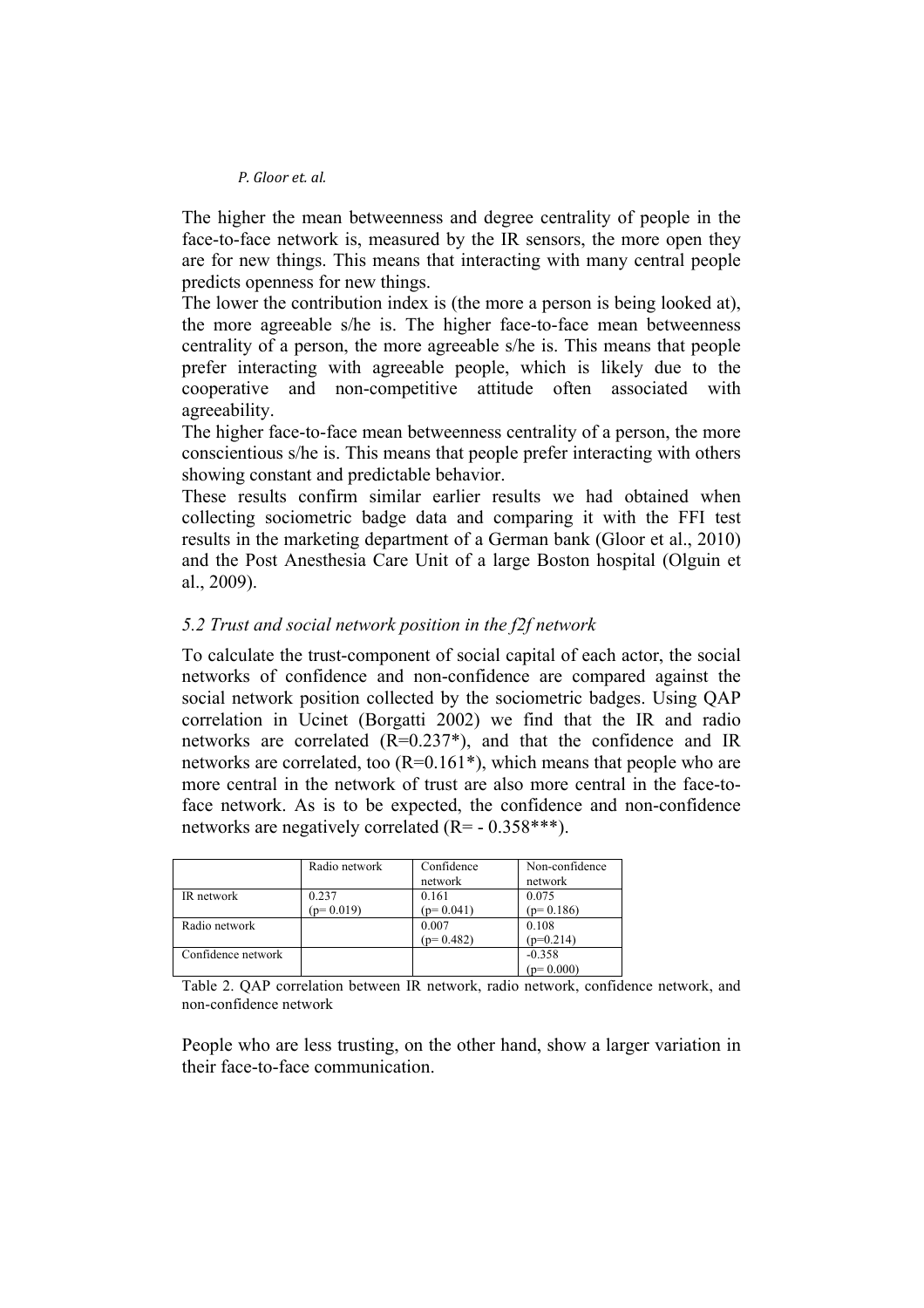The higher the mean betweenness and degree centrality of people in the face-to-face network is, measured by the IR sensors, the more open they are for new things. This means that interacting with many central people predicts openness for new things.

The lower the contribution index is (the more a person is being looked at), the more agreeable s/he is. The higher face-to-face mean betweenness centrality of a person, the more agreeable s/he is. This means that people prefer interacting with agreeable people, which is likely due to the cooperative and non-competitive attitude often associated with agreeability.

The higher face-to-face mean betweenness centrality of a person, the more conscientious s/he is. This means that people prefer interacting with others showing constant and predictable behavior.

These results confirm similar earlier results we had obtained when collecting sociometric badge data and comparing it with the FFI test results in the marketing department of a German bank (Gloor et al., 2010) and the Post Anesthesia Care Unit of a large Boston hospital (Olguin et al., 2009).

### *5.2 Trust and social network position in the f2f network*

To calculate the trust-component of social capital of each actor, the social networks of confidence and non-confidence are compared against the social network position collected by the sociometric badges. Using QAP correlation in Ucinet (Borgatti 2002) we find that the IR and radio networks are correlated (R=0.237*), and that the confidence and IR networks are correlated, too (R=0.161*), which means that people who are more central in the network of trust are also more central in the face-to-face network. As is to be expected, the confidence and non-confidence networks are negatively correlated (R= - 0.358***).

| | Radio network | Confidence network | Non-confidence network |
|---|---|---|---|
| IR network | 0.237 (p= 0.019) | 0.161 (p= 0.041) | 0.075 (p= 0.186) |
| Radio network | | 0.007 (p= 0.482) | 0.108 (p=0.214) |
| Confidence network | | | -0.358 (p= 0.000) |

Table 2. QAP correlation between IR network, radio network, confidence network, and non-confidence network

People who are less trusting, on the other hand, show a larger variation in their face-to-face communication.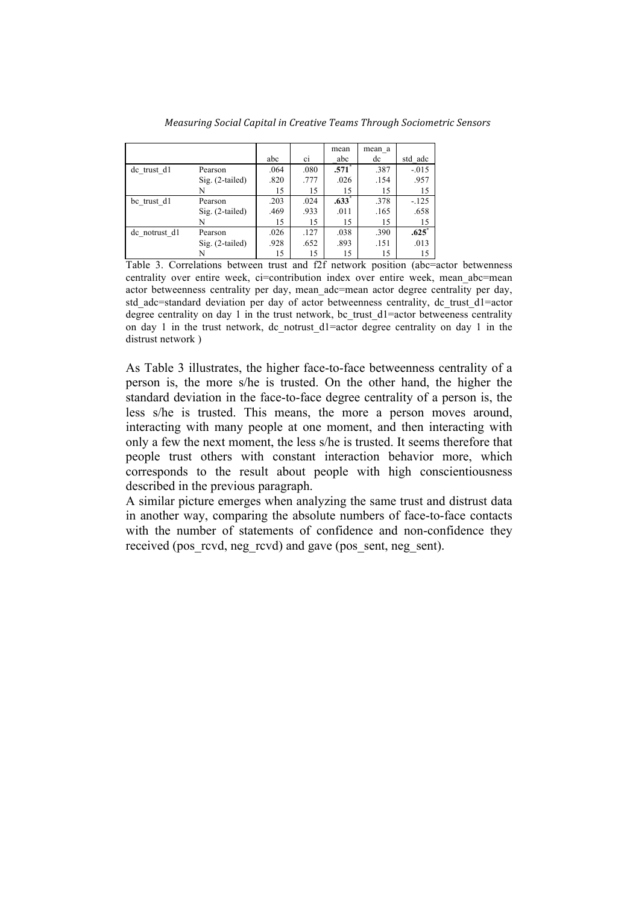| | | abc | ci | mean_abc | mean_adc | std_adc |
|---|---|---|---|---|---|---|
| dc_trust_d1 | Pearson | .064 | .080 | **.571*** | .387 | -.015 |
| | Sig. (2-tailed) | .820 | .777 | .026 | .154 | .957 |
| | N | 15 | 15 | 15 | 15 | 15 |
| bc_trust_d1 | Pearson | .203 | .024 | **.633*** | .378 | -.125 |
| | Sig. (2-tailed) | .469 | .933 | .011 | .165 | .658 |
| | N | 15 | 15 | 15 | 15 | 15 |
| dc_notrust_d1 | Pearson | .026 | .127 | .038 | .390 | **.625*** |
| | Sig. (2-tailed) | .928 | .652 | .893 | .151 | .013 |
| | N | 15 | 15 | 15 | 15 | 15 |

Table 3. Correlations between trust and f2f network position (abc=actor betwenness centrality over entire week, ci=contribution index over entire week, mean_abc=mean actor betweenness centrality per day, mean_adc=mean actor degree centrality per day, std_adc=standard deviation per day of actor betweenness centrality, dc_trust_d1=actor degree centrality on day 1 in the trust network, bc_trust_d1=actor beteweeness centrality on day 1 in the trust network, dc_notrust_d1=actor degree centrality on day 1 in the distrust network )

As Table 3 illustrates, the higher face-to-face betweenness centrality of a person is, the more s/he is trusted. On the other hand, the higher the standard deviation in the face-to-face degree centrality of a person is, the less s/he is trusted. This means, the more a person moves around, interacting with many people at one moment, and then interacting with only a few the next moment, the less s/he is trusted. It seems therefore that people trust others with constant interaction behavior more, which corresponds to the result about people with high conscientiousness described in the previous paragraph.

A similar picture emerges when analyzing the same trust and distrust data in another way, comparing the absolute numbers of face-to-face contacts with the number of statements of confidence and non-confidence they received (pos_rcvd, neg_rcvd) and gave (pos_sent, neg_sent).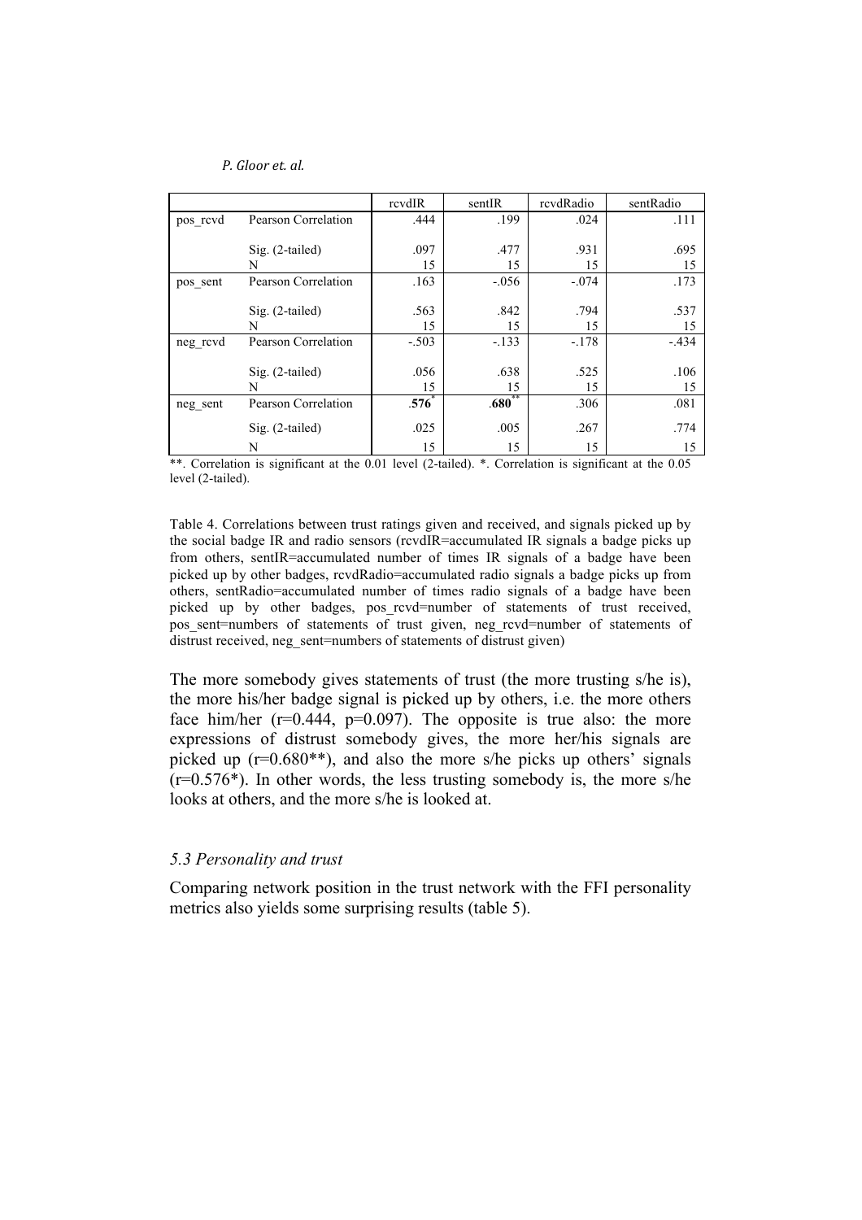| | | rcvdIR | sentIR | rcvdRadio | sentRadio |
|---|---|---|---|---|---|
| pos_rcvd | Pearson Correlation | .444 | .199 | .024 | .111 |
| | Sig. (2-tailed) | .097 | .477 | .931 | .695 |
| | N | 15 | 15 | 15 | 15 |
| pos_sent | Pearson Correlation | .163 | -.056 | -.074 | .173 |
| | Sig. (2-tailed) | .563 | .842 | .794 | .537 |
| | N | 15 | 15 | 15 | 15 |
| neg_rcvd | Pearson Correlation | -.503 | -.133 | -.178 | -.434 |
| | Sig. (2-tailed) | .056 | .638 | .525 | .106 |
| | N | 15 | 15 | 15 | 15 |
| neg_sent | Pearson Correlation | **.576**\* | **.680**\*\* | .306 | .081 |
| | Sig. (2-tailed) | .025 | .005 | .267 | .774 |
| | N | 15 | 15 | 15 | 15 |

**. Correlation is significant at the 0.01 level (2-tailed). *. Correlation is significant at the 0.05 level (2-tailed).

Table 4. Correlations between trust ratings given and received, and signals picked up by the social badge IR and radio sensors (rcvdIR=accumulated IR signals a badge picks up from others, sentIR=accumulated number of times IR signals of a badge have been picked up by other badges, rcvdRadio=accumulated radio signals a badge picks up from others, sentRadio=accumulated number of times radio signals of a badge have been picked up by other badges, pos_rcvd=number of statements of trust received, pos_sent=numbers of statements of trust given, neg_rcvd=number of statements of distrust received, neg_sent=numbers of statements of distrust given)

The more somebody gives statements of trust (the more trusting s/he is), the more his/her badge signal is picked up by others, i.e. the more others face him/her ($r=0.444$, $p=0.097$). The opposite is true also: the more expressions of distrust somebody gives, the more her/his signals are picked up ($r=0.680$**), and also the more s/he picks up others' signals ($r=0.576$*). In other words, the less trusting somebody is, the more s/he looks at others, and the more s/he is looked at.

### *5.3 Personality and trust*

Comparing network position in the trust network with the FFI personality metrics also yields some surprising results (table 5).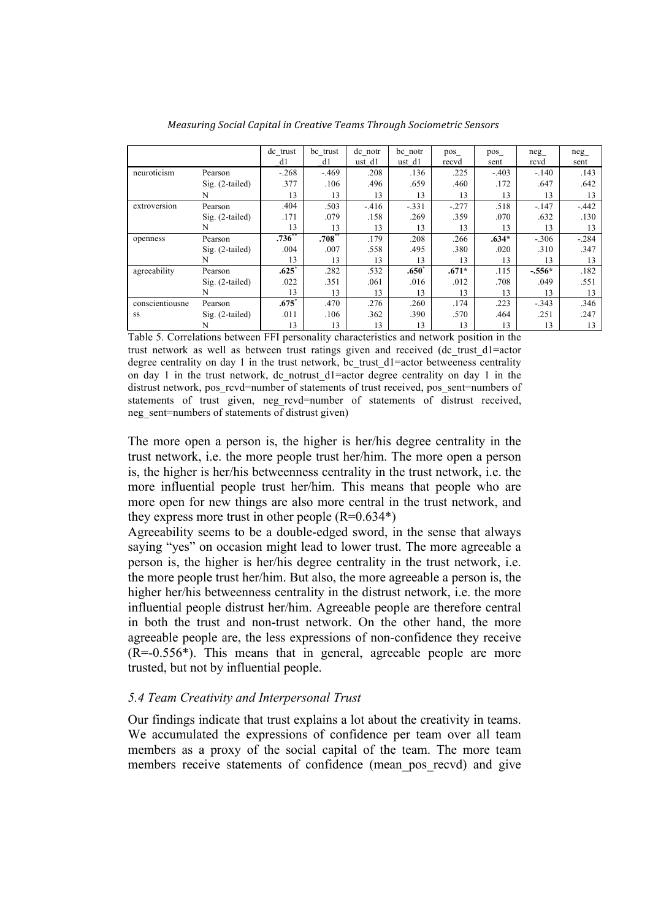| | | dc_trust_d1 | bc_trust_d1 | dc_notrust_d1 | bc_notrust_d1 | pos_recvd | pos_sent | neg_rcvd | neg_sent |
|---|---|---|---|---|---|---|---|---|---|
| neuroticism | Pearson | -.268 | -.469 | .208 | .136 | .225 | -.403 | -.140 | .143 |
| | Sig. (2-tailed) | .377 | .106 | .496 | .659 | .460 | .172 | .647 | .642 |
| | N | 13 | 13 | 13 | 13 | 13 | 13 | 13 | 13 |
| extroversion | Pearson | .404 | .503 | -.416 | -.331 | -.277 | .518 | -.147 | -.442 |
| | Sig. (2-tailed) | .171 | .079 | .158 | .269 | .359 | .070 | .632 | .130 |
| | N | 13 | 13 | 13 | 13 | 13 | 13 | 13 | 13 |
| openness | Pearson | **.736**** | **.708**** | .179 | .208 | .266 | **.634*** | -.306 | -.284 |
| | Sig. (2-tailed) | .004 | .007 | .558 | .495 | .380 | .020 | .310 | .347 |
| | N | 13 | 13 | 13 | 13 | 13 | 13 | 13 | 13 |
| agreeability | Pearson | **.625*** | .282 | .532 | **.650*** | **.671*** | .115 | **-.556*** | .182 |
| | Sig. (2-tailed) | .022 | .351 | .061 | .016 | .012 | .708 | .049 | .551 |
| | N | 13 | 13 | 13 | 13 | 13 | 13 | 13 | 13 |
| conscientiousness | Pearson | **.675*** | .470 | .276 | .260 | .174 | .223 | -.343 | .346 |
| | Sig. (2-tailed) | .011 | .106 | .362 | .390 | .570 | .464 | .251 | .247 |
| | N | 13 | 13 | 13 | 13 | 13 | 13 | 13 | 13 |

Table 5. Correlations between FFI personality characteristics and network position in the trust network as well as between trust ratings given and received (dc_trust_d1=actor degree centrality on day 1 in the trust network, bc_trust_d1=actor betweeness centrality on day 1 in the trust network, dc_notrust_d1=actor degree centrality on day 1 in the distrust network, pos_rcvd=number of statements of trust received, pos_sent=numbers of statements of trust given, neg_rcvd=number of statements of distrust received, neg_sent=numbers of statements of distrust given)

The more open a person is, the higher is her/his degree centrality in the trust network, i.e. the more people trust her/him. The more open a person is, the higher is her/his betweenness centrality in the trust network, i.e. the more influential people trust her/him. This means that people who are more open for new things are also more central in the trust network, and they express more trust in other people (R=0.634*)

Agreeability seems to be a double-edged sword, in the sense that always saying "yes" on occasion might lead to lower trust. The more agreeable a person is, the higher is her/his degree centrality in the trust network, i.e. the more people trust her/him. But also, the more agreeable a person is, the higher her/his betweenness centrality in the distrust network, i.e. the more influential people distrust her/him. Agreeable people are therefore central in both the trust and non-trust network. On the other hand, the more agreeable people are, the less expressions of non-confidence they receive (R=-0.556*). This means that in general, agreeable people are more trusted, but not by influential people.

### *5.4 Team Creativity and Interpersonal Trust*

Our findings indicate that trust explains a lot about the creativity in teams. We accumulated the expressions of confidence per team over all team members as a proxy of the social capital of the team. The more team members receive statements of confidence (mean_pos_recvd) and give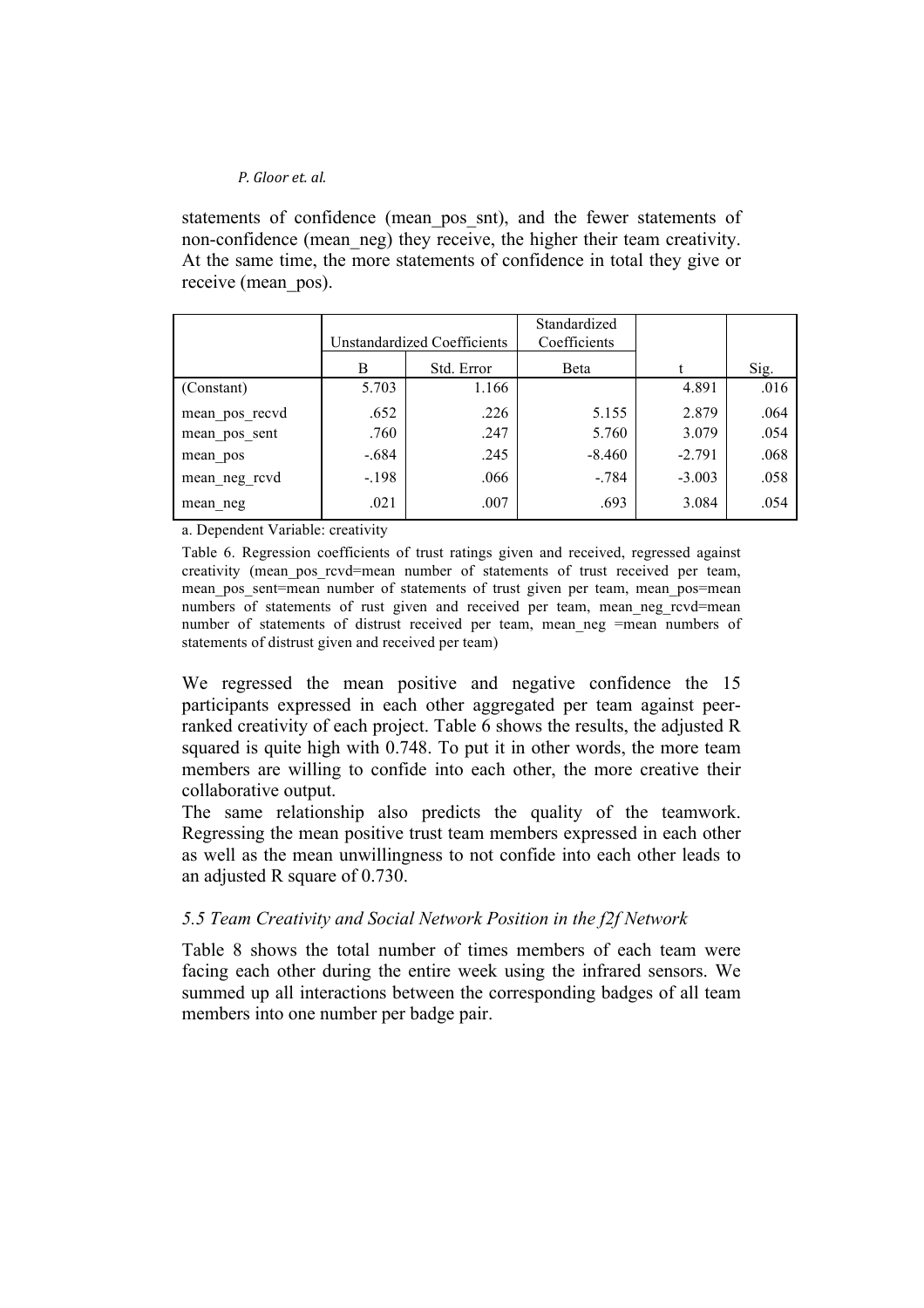statements of confidence (mean_pos_snt), and the fewer statements of non-confidence (mean_neg) they receive, the higher their team creativity. At the same time, the more statements of confidence in total they give or receive (mean_pos).

| | Unstandardized Coefficients | | Standardized Coefficients | | |
|---|---|---|---|---|---|
| | B | Std. Error | Beta | t | Sig. |
| (Constant) | 5.703 | 1.166 | | 4.891 | .016 |
| mean_pos_recvd | .652 | .226 | 5.155 | 2.879 | .064 |
| mean_pos_sent | .760 | .247 | 5.760 | 3.079 | .054 |
| mean_pos | -.684 | .245 | -8.460 | -2.791 | .068 |
| mean_neg_rcvd | -.198 | .066 | -.784 | -3.003 | .058 |
| mean_neg | .021 | .007 | .693 | 3.084 | .054 |

a. Dependent Variable: creativity

Table 6. Regression coefficients of trust ratings given and received, regressed against creativity (mean_pos_rcvd=mean number of statements of trust received per team, mean_pos_sent=mean number of statements of trust given per team, mean_pos=mean numbers of statements of rust given and received per team, mean_neg_rcvd=mean number of statements of distrust received per team, mean_neg =mean numbers of statements of distrust given and received per team)

We regressed the mean positive and negative confidence the 15 participants expressed in each other aggregated per team against peer-ranked creativity of each project. Table 6 shows the results, the adjusted R squared is quite high with 0.748. To put it in other words, the more team members are willing to confide into each other, the more creative their collaborative output.

The same relationship also predicts the quality of the teamwork. Regressing the mean positive trust team members expressed in each other as well as the mean unwillingness to not confide into each other leads to an adjusted R square of 0.730.

### *5.5 Team Creativity and Social Network Position in the f2f Network*

Table 8 shows the total number of times members of each team were facing each other during the entire week using the infrared sensors. We summed up all interactions between the corresponding badges of all team members into one number per badge pair.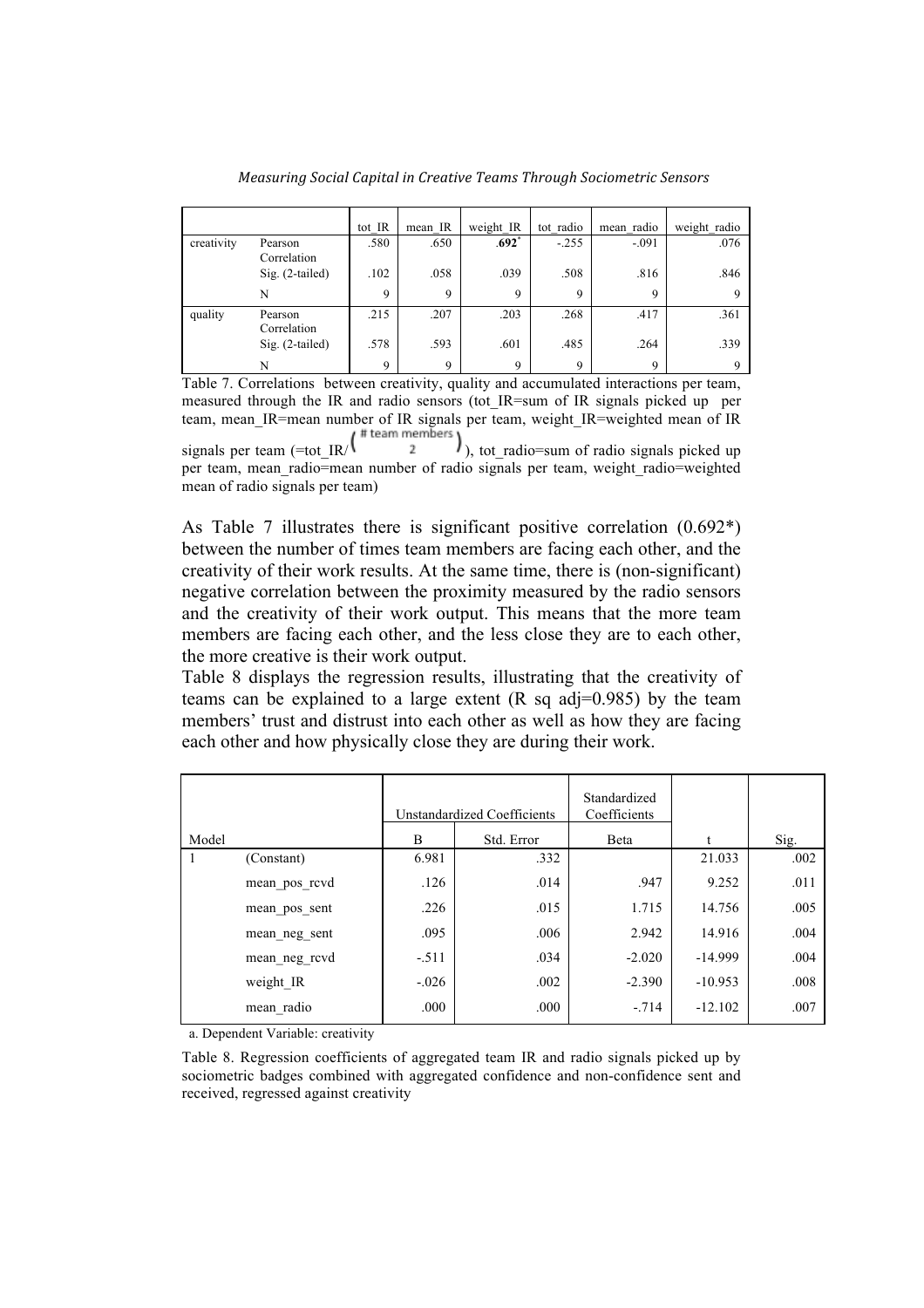| | | tot_IR | mean_IR | weight_IR | tot_radio | mean_radio | weight_radio |
|---|---|---|---|---|---|---|---|
| creativity | Pearson Correlation | .580 | .650 | **.692**[*] | -.255 | -.091 | .076 |
| | Sig. (2-tailed) | .102 | .058 | .039 | .508 | .816 | .846 |
| | N | 9 | 9 | 9 | 9 | 9 | 9 |
| quality | Pearson Correlation | .215 | .207 | .203 | .268 | .417 | .361 |
| | Sig. (2-tailed) | .578 | .593 | .601 | .485 | .264 | .339 |
| | N | 9 | 9 | 9 | 9 | 9 | 9 |

Table 7. Correlations between creativity, quality and accumulated interactions per team, measured through the IR and radio sensors (tot_IR=sum of IR signals picked up per team, mean_IR=mean number of IR signals per team, weight_IR=weighted mean of IR signals per team (=tot_IR/$\binom{\#\text{ team members}}{2}$), tot_radio=sum of radio signals picked up per team, mean_radio=mean number of radio signals per team, weight_radio=weighted mean of radio signals per team)

As Table 7 illustrates there is significant positive correlation (0.692*) between the number of times team members are facing each other, and the creativity of their work results. At the same time, there is (non-significant) negative correlation between the proximity measured by the radio sensors and the creativity of their work output. This means that the more team members are facing each other, and the less close they are to each other, the more creative is their work output.

Table 8 displays the regression results, illustrating that the creativity of teams can be explained to a large extent (R sq adj=0.985) by the team members' trust and distrust into each other as well as how they are facing each other and how physically close they are during their work.

| Model | | Unstandardized Coefficients | | Standardized Coefficients | t | Sig. |
|---|---|---|---|---|---|---|
| | | B | Std. Error | Beta | | |
| 1 | (Constant) | 6.981 | .332 | | 21.033 | .002 |
| | mean_pos_rcvd | .126 | .014 | .947 | 9.252 | .011 |
| | mean_pos_sent | .226 | .015 | 1.715 | 14.756 | .005 |
| | mean_neg_sent | .095 | .006 | 2.942 | 14.916 | .004 |
| | mean_neg_rcvd | -.511 | .034 | -2.020 | -14.999 | .004 |
| | weight_IR | -.026 | .002 | -2.390 | -10.953 | .008 |
| | mean_radio | .000 | .000 | -.714 | -12.102 | .007 |

a. Dependent Variable: creativity

Table 8. Regression coefficients of aggregated team IR and radio signals picked up by sociometric badges combined with aggregated confidence and non-confidence sent and received, regressed against creativity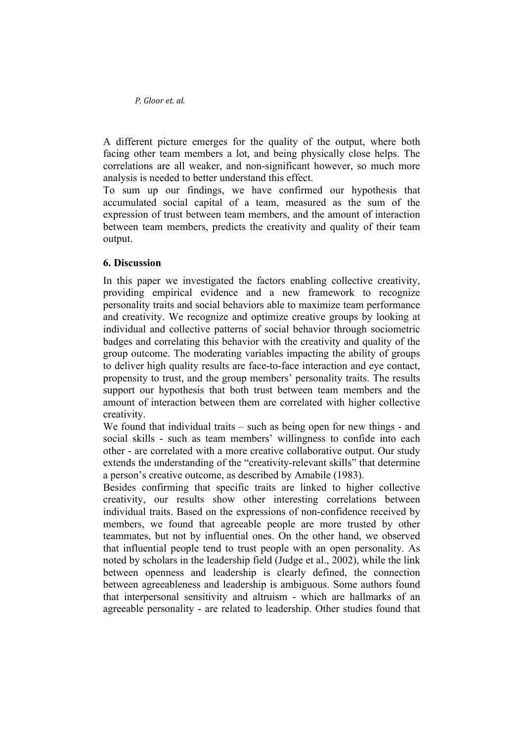A different picture emerges for the quality of the output, where both facing other team members a lot, and being physically close helps. The correlations are all weaker, and non-significant however, so much more analysis is needed to better understand this effect.

To sum up our findings, we have confirmed our hypothesis that accumulated social capital of a team, measured as the sum of the expression of trust between team members, and the amount of interaction between team members, predicts the creativity and quality of their team output.

## 6. Discussion

In this paper we investigated the factors enabling collective creativity, providing empirical evidence and a new framework to recognize personality traits and social behaviors able to maximize team performance and creativity. We recognize and optimize creative groups by looking at individual and collective patterns of social behavior through sociometric badges and correlating this behavior with the creativity and quality of the group outcome. The moderating variables impacting the ability of groups to deliver high quality results are face-to-face interaction and eye contact, propensity to trust, and the group members' personality traits. The results support our hypothesis that both trust between team members and the amount of interaction between them are correlated with higher collective creativity.

We found that individual traits – such as being open for new things - and social skills - such as team members' willingness to confide into each other - are correlated with a more creative collaborative output. Our study extends the understanding of the "creativity-relevant skills" that determine a person's creative outcome, as described by Amabile (1983).

Besides confirming that specific traits are linked to higher collective creativity, our results show other interesting correlations between individual traits. Based on the expressions of non-confidence received by members, we found that agreeable people are more trusted by other teammates, but not by influential ones. On the other hand, we observed that influential people tend to trust people with an open personality. As noted by scholars in the leadership field (Judge et al., 2002), while the link between openness and leadership is clearly defined, the connection between agreeableness and leadership is ambiguous. Some authors found that interpersonal sensitivity and altruism - which are hallmarks of an agreeable personality - are related to leadership. Other studies found that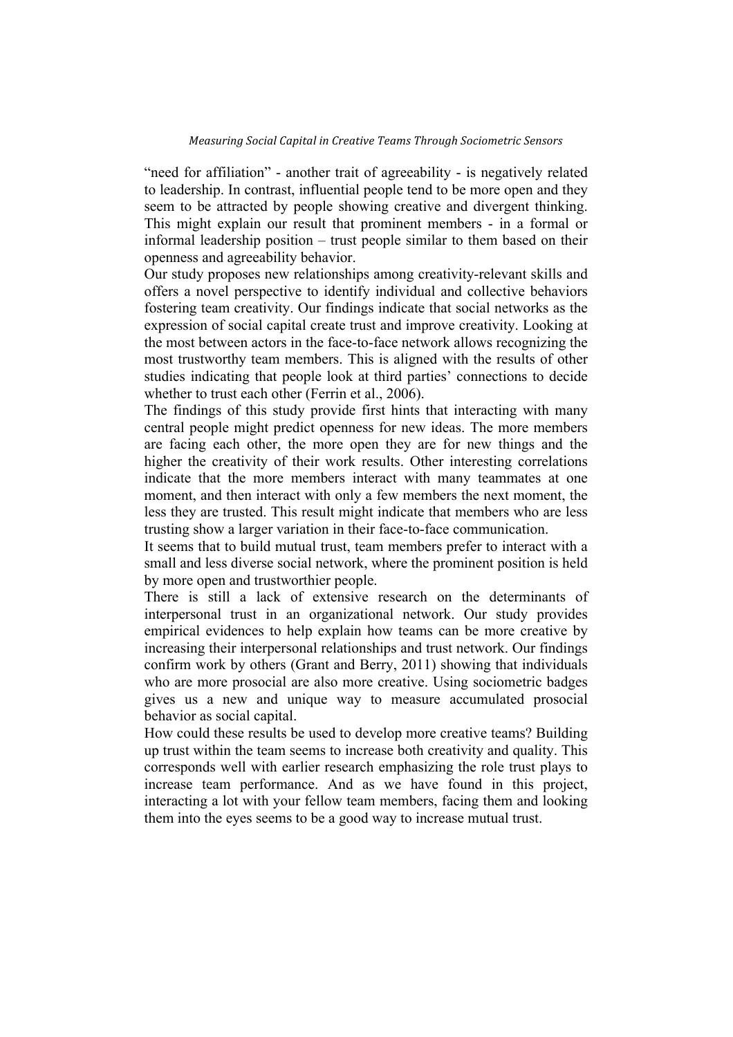"need for affiliation" - another trait of agreeability - is negatively related to leadership. In contrast, influential people tend to be more open and they seem to be attracted by people showing creative and divergent thinking. This might explain our result that prominent members - in a formal or informal leadership position – trust people similar to them based on their openness and agreeability behavior.

Our study proposes new relationships among creativity-relevant skills and offers a novel perspective to identify individual and collective behaviors fostering team creativity. Our findings indicate that social networks as the expression of social capital create trust and improve creativity. Looking at the most between actors in the face-to-face network allows recognizing the most trustworthy team members. This is aligned with the results of other studies indicating that people look at third parties' connections to decide whether to trust each other (Ferrin et al., 2006).

The findings of this study provide first hints that interacting with many central people might predict openness for new ideas. The more members are facing each other, the more open they are for new things and the higher the creativity of their work results. Other interesting correlations indicate that the more members interact with many teammates at one moment, and then interact with only a few members the next moment, the less they are trusted. This result might indicate that members who are less trusting show a larger variation in their face-to-face communication.

It seems that to build mutual trust, team members prefer to interact with a small and less diverse social network, where the prominent position is held by more open and trustworthier people.

There is still a lack of extensive research on the determinants of interpersonal trust in an organizational network. Our study provides empirical evidences to help explain how teams can be more creative by increasing their interpersonal relationships and trust network. Our findings confirm work by others (Grant and Berry, 2011) showing that individuals who are more prosocial are also more creative. Using sociometric badges gives us a new and unique way to measure accumulated prosocial behavior as social capital.

How could these results be used to develop more creative teams? Building up trust within the team seems to increase both creativity and quality. This corresponds well with earlier research emphasizing the role trust plays to increase team performance. And as we have found in this project, interacting a lot with your fellow team members, facing them and looking them into the eyes seems to be a good way to increase mutual trust.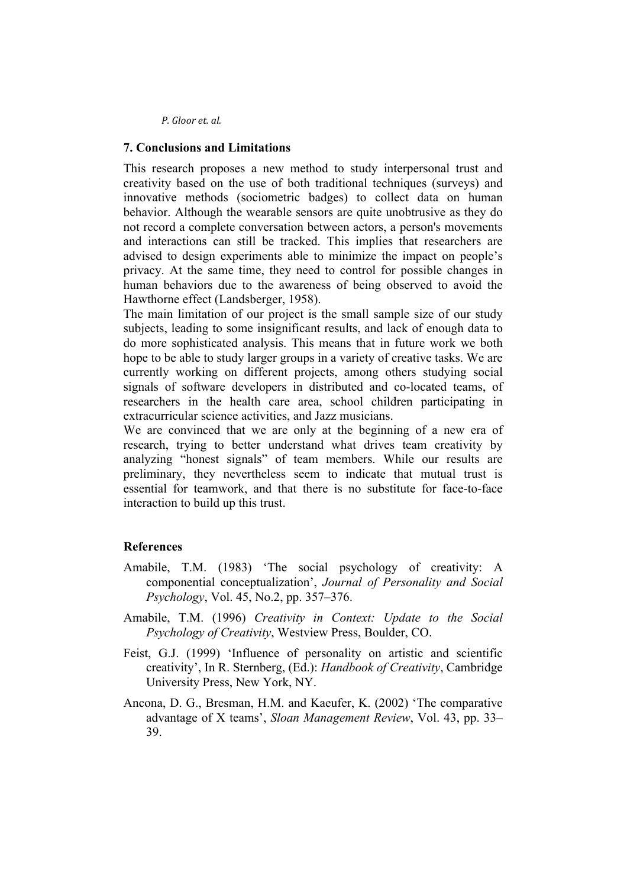## 7. Conclusions and Limitations

This research proposes a new method to study interpersonal trust and creativity based on the use of both traditional techniques (surveys) and innovative methods (sociometric badges) to collect data on human behavior. Although the wearable sensors are quite unobtrusive as they do not record a complete conversation between actors, a person's movements and interactions can still be tracked. This implies that researchers are advised to design experiments able to minimize the impact on people's privacy. At the same time, they need to control for possible changes in human behaviors due to the awareness of being observed to avoid the Hawthorne effect (Landsberger, 1958).

The main limitation of our project is the small sample size of our study subjects, leading to some insignificant results, and lack of enough data to do more sophisticated analysis. This means that in future work we both hope to be able to study larger groups in a variety of creative tasks. We are currently working on different projects, among others studying social signals of software developers in distributed and co-located teams, of researchers in the health care area, school children participating in extracurricular science activities, and Jazz musicians.

We are convinced that we are only at the beginning of a new era of research, trying to better understand what drives team creativity by analyzing "honest signals" of team members. While our results are preliminary, they nevertheless seem to indicate that mutual trust is essential for teamwork, and that there is no substitute for face-to-face interaction to build up this trust.

## References

Amabile, T.M. (1983) 'The social psychology of creativity: A componential conceptualization', *Journal of Personality and Social Psychology*, Vol. 45, No.2, pp. 357–376.

Amabile, T.M. (1996) *Creativity in Context: Update to the Social Psychology of Creativity*, Westview Press, Boulder, CO.

Feist, G.J. (1999) 'Influence of personality on artistic and scientific creativity', In R. Sternberg, (Ed.): *Handbook of Creativity*, Cambridge University Press, New York, NY.

Ancona, D. G., Bresman, H.M. and Kaeufer, K. (2002) 'The comparative advantage of X teams', *Sloan Management Review*, Vol. 43, pp. 33–39.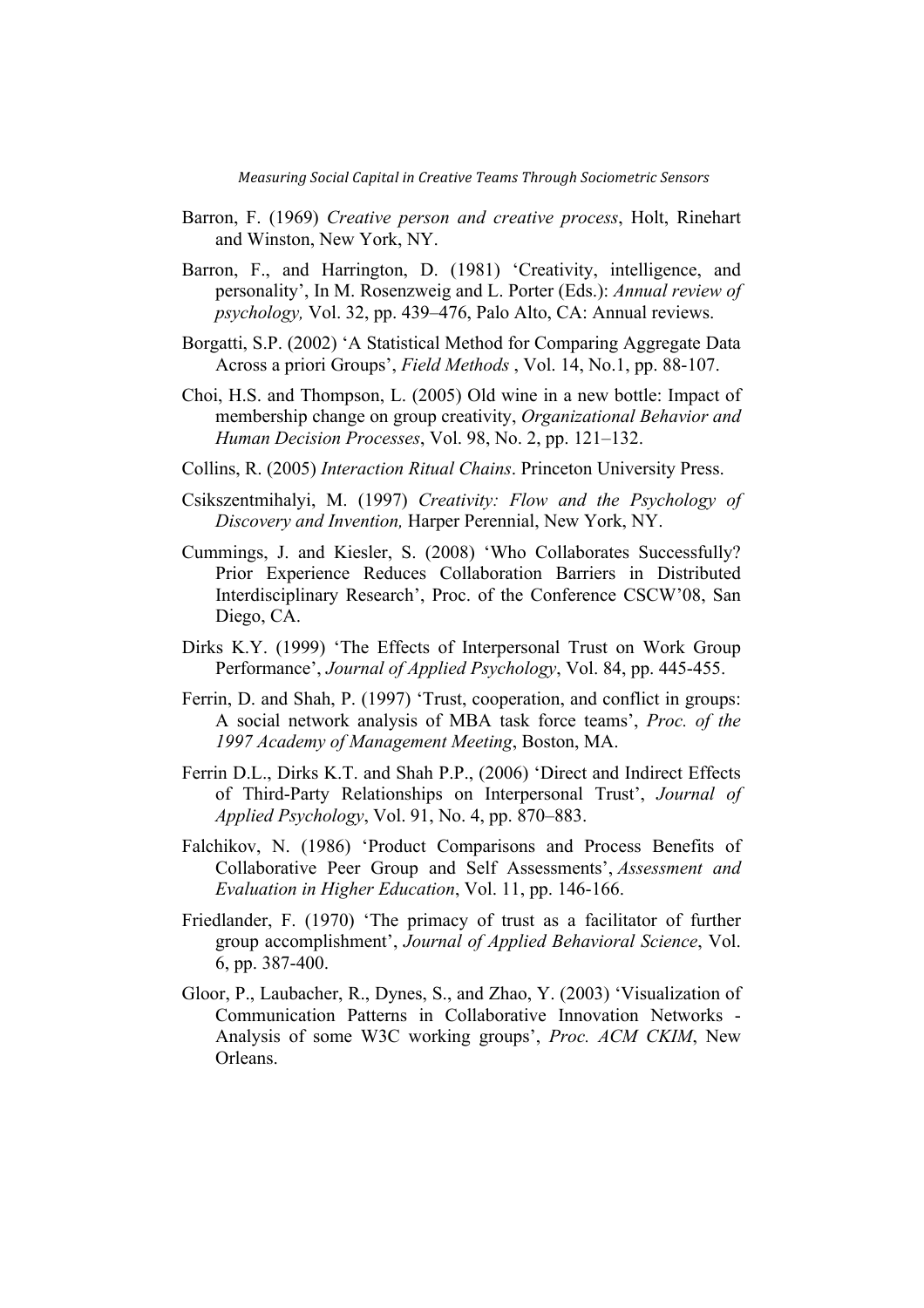Barron, F. (1969) *Creative person and creative process*, Holt, Rinehart and Winston, New York, NY.

Barron, F., and Harrington, D. (1981) 'Creativity, intelligence, and personality', In M. Rosenzweig and L. Porter (Eds.): *Annual review of psychology,* Vol. 32, pp. 439–476, Palo Alto, CA: Annual reviews.

Borgatti, S.P. (2002) 'A Statistical Method for Comparing Aggregate Data Across a priori Groups', *Field Methods* , Vol. 14, No.1, pp. 88-107.

Choi, H.S. and Thompson, L. (2005) Old wine in a new bottle: Impact of membership change on group creativity, *Organizational Behavior and Human Decision Processes*, Vol. 98, No. 2, pp. 121–132.

Collins, R. (2005) *Interaction Ritual Chains*. Princeton University Press.

Csikszentmihalyi, M. (1997) *Creativity: Flow and the Psychology of Discovery and Invention,* Harper Perennial, New York, NY.

Cummings, J. and Kiesler, S. (2008) 'Who Collaborates Successfully? Prior Experience Reduces Collaboration Barriers in Distributed Interdisciplinary Research', Proc. of the Conference CSCW'08, San Diego, CA.

Dirks K.Y. (1999) 'The Effects of Interpersonal Trust on Work Group Performance', *Journal of Applied Psychology*, Vol. 84, pp. 445-455.

Ferrin, D. and Shah, P. (1997) 'Trust, cooperation, and conflict in groups: A social network analysis of MBA task force teams', *Proc. of the 1997 Academy of Management Meeting*, Boston, MA.

Ferrin D.L., Dirks K.T. and Shah P.P., (2006) 'Direct and Indirect Effects of Third-Party Relationships on Interpersonal Trust', *Journal of Applied Psychology*, Vol. 91, No. 4, pp. 870–883.

Falchikov, N. (1986) 'Product Comparisons and Process Benefits of Collaborative Peer Group and Self Assessments', *Assessment and Evaluation in Higher Education*, Vol. 11, pp. 146-166.

Friedlander, F. (1970) 'The primacy of trust as a facilitator of further group accomplishment', *Journal of Applied Behavioral Science*, Vol. 6, pp. 387-400.

Gloor, P., Laubacher, R., Dynes, S., and Zhao, Y. (2003) 'Visualization of Communication Patterns in Collaborative Innovation Networks - Analysis of some W3C working groups', *Proc. ACM CKIM*, New Orleans.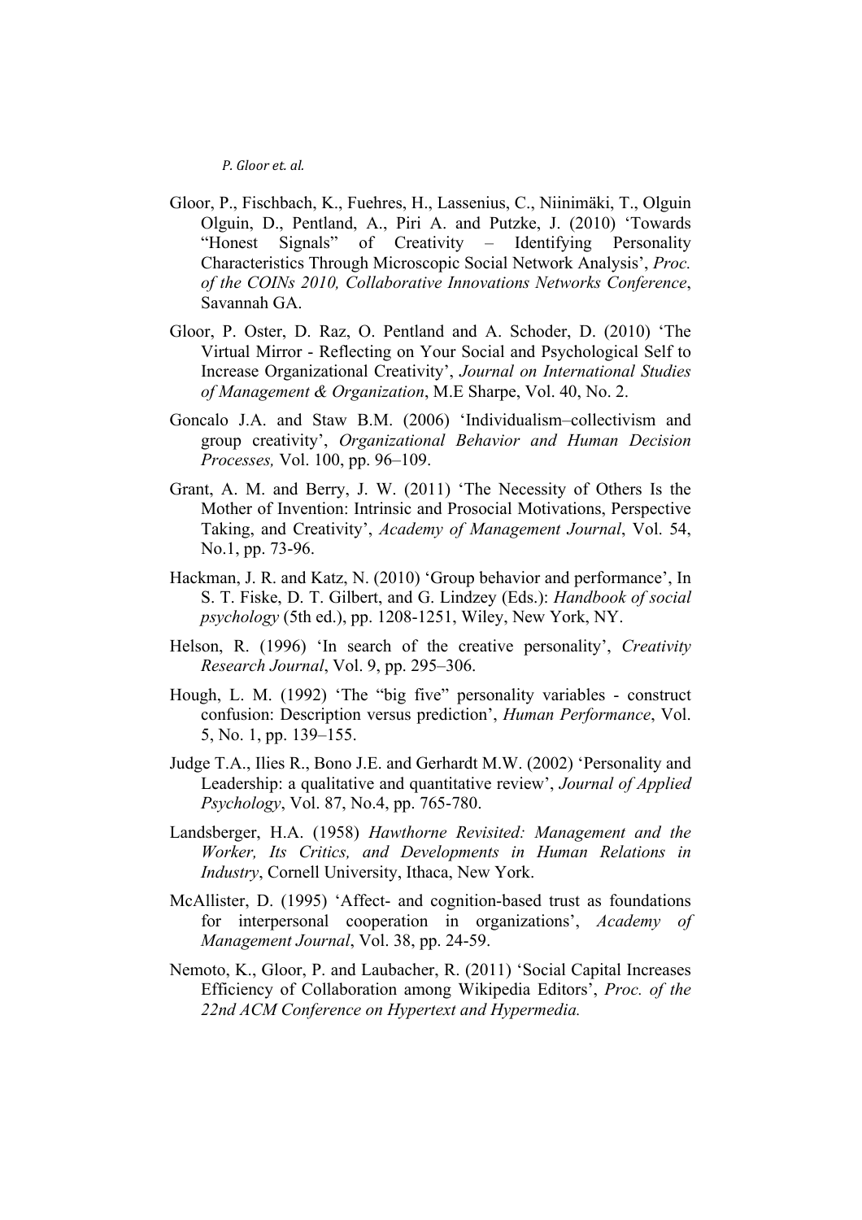Gloor, P., Fischbach, K., Fuehres, H., Lassenius, C., Niinimäki, T., Olguin Olguin, D., Pentland, A., Piri A. and Putzke, J. (2010) 'Towards "Honest Signals" of Creativity – Identifying Personality Characteristics Through Microscopic Social Network Analysis', *Proc. of the COINs 2010, Collaborative Innovations Networks Conference*, Savannah GA.

Gloor, P. Oster, D. Raz, O. Pentland and A. Schoder, D. (2010) 'The Virtual Mirror - Reflecting on Your Social and Psychological Self to Increase Organizational Creativity', *Journal on International Studies of Management & Organization*, M.E Sharpe, Vol. 40, No. 2.

Goncalo J.A. and Staw B.M. (2006) 'Individualism–collectivism and group creativity', *Organizational Behavior and Human Decision Processes,* Vol. 100, pp. 96–109.

Grant, A. M. and Berry, J. W. (2011) 'The Necessity of Others Is the Mother of Invention: Intrinsic and Prosocial Motivations, Perspective Taking, and Creativity', *Academy of Management Journal*, Vol. 54, No.1, pp. 73-96.

Hackman, J. R. and Katz, N. (2010) 'Group behavior and performance', In S. T. Fiske, D. T. Gilbert, and G. Lindzey (Eds.): *Handbook of social psychology* (5th ed.), pp. 1208-1251, Wiley, New York, NY.

Helson, R. (1996) 'In search of the creative personality', *Creativity Research Journal*, Vol. 9, pp. 295–306.

Hough, L. M. (1992) 'The "big five" personality variables - construct confusion: Description versus prediction', *Human Performance*, Vol. 5, No. 1, pp. 139–155.

Judge T.A., Ilies R., Bono J.E. and Gerhardt M.W. (2002) 'Personality and Leadership: a qualitative and quantitative review', *Journal of Applied Psychology*, Vol. 87, No.4, pp. 765-780.

Landsberger, H.A. (1958) *Hawthorne Revisited: Management and the Worker, Its Critics, and Developments in Human Relations in Industry*, Cornell University, Ithaca, New York.

McAllister, D. (1995) 'Affect- and cognition-based trust as foundations for interpersonal cooperation in organizations', *Academy of Management Journal*, Vol. 38, pp. 24-59.

Nemoto, K., Gloor, P. and Laubacher, R. (2011) 'Social Capital Increases Efficiency of Collaboration among Wikipedia Editors', *Proc. of the 22nd ACM Conference on Hypertext and Hypermedia.*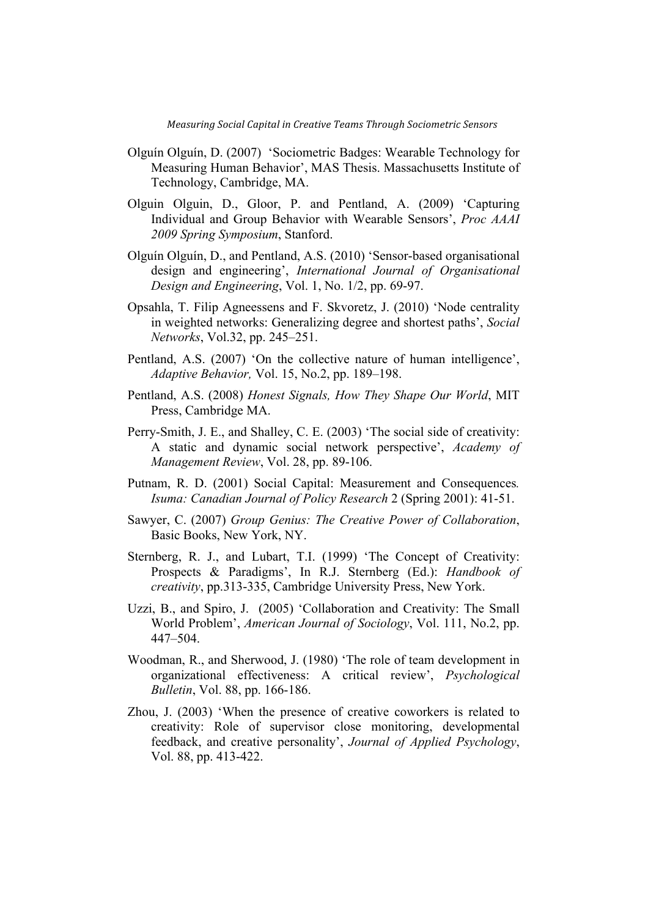Olguín Olguín, D. (2007) 'Sociometric Badges: Wearable Technology for Measuring Human Behavior', MAS Thesis. Massachusetts Institute of Technology, Cambridge, MA.

Olguin Olguin, D., Gloor, P. and Pentland, A. (2009) 'Capturing Individual and Group Behavior with Wearable Sensors', *Proc AAAI 2009 Spring Symposium*, Stanford.

Olguín Olguín, D., and Pentland, A.S. (2010) 'Sensor-based organisational design and engineering', *International Journal of Organisational Design and Engineering*, Vol. 1, No. 1/2, pp. 69-97.

Opsahla, T. Filip Agneessens and F. Skvoretz, J. (2010) 'Node centrality in weighted networks: Generalizing degree and shortest paths', *Social Networks*, Vol.32, pp. 245–251.

Pentland, A.S. (2007) 'On the collective nature of human intelligence', *Adaptive Behavior,* Vol. 15, No.2, pp. 189–198.

Pentland, A.S. (2008) *Honest Signals, How They Shape Our World*, MIT Press, Cambridge MA.

Perry-Smith, J. E., and Shalley, C. E. (2003) 'The social side of creativity: A static and dynamic social network perspective', *Academy of Management Review*, Vol. 28, pp. 89-106.

Putnam, R. D. (2001) Social Capital: Measurement and Consequences*. Isuma: Canadian Journal of Policy Research* 2 (Spring 2001): 41-51.

Sawyer, C. (2007) *Group Genius: The Creative Power of Collaboration*, Basic Books, New York, NY.

Sternberg, R. J., and Lubart, T.I. (1999) 'The Concept of Creativity: Prospects & Paradigms', In R.J. Sternberg (Ed.): *Handbook of creativity*, pp.313-335, Cambridge University Press, New York.

Uzzi, B., and Spiro, J. (2005) 'Collaboration and Creativity: The Small World Problem', *American Journal of Sociology*, Vol. 111, No.2, pp. 447–504.

Woodman, R., and Sherwood, J. (1980) 'The role of team development in organizational effectiveness: A critical review', *Psychological Bulletin*, Vol. 88, pp. 166-186.

Zhou, J. (2003) 'When the presence of creative coworkers is related to creativity: Role of supervisor close monitoring, developmental feedback, and creative personality', *Journal of Applied Psychology*, Vol. 88, pp. 413-422.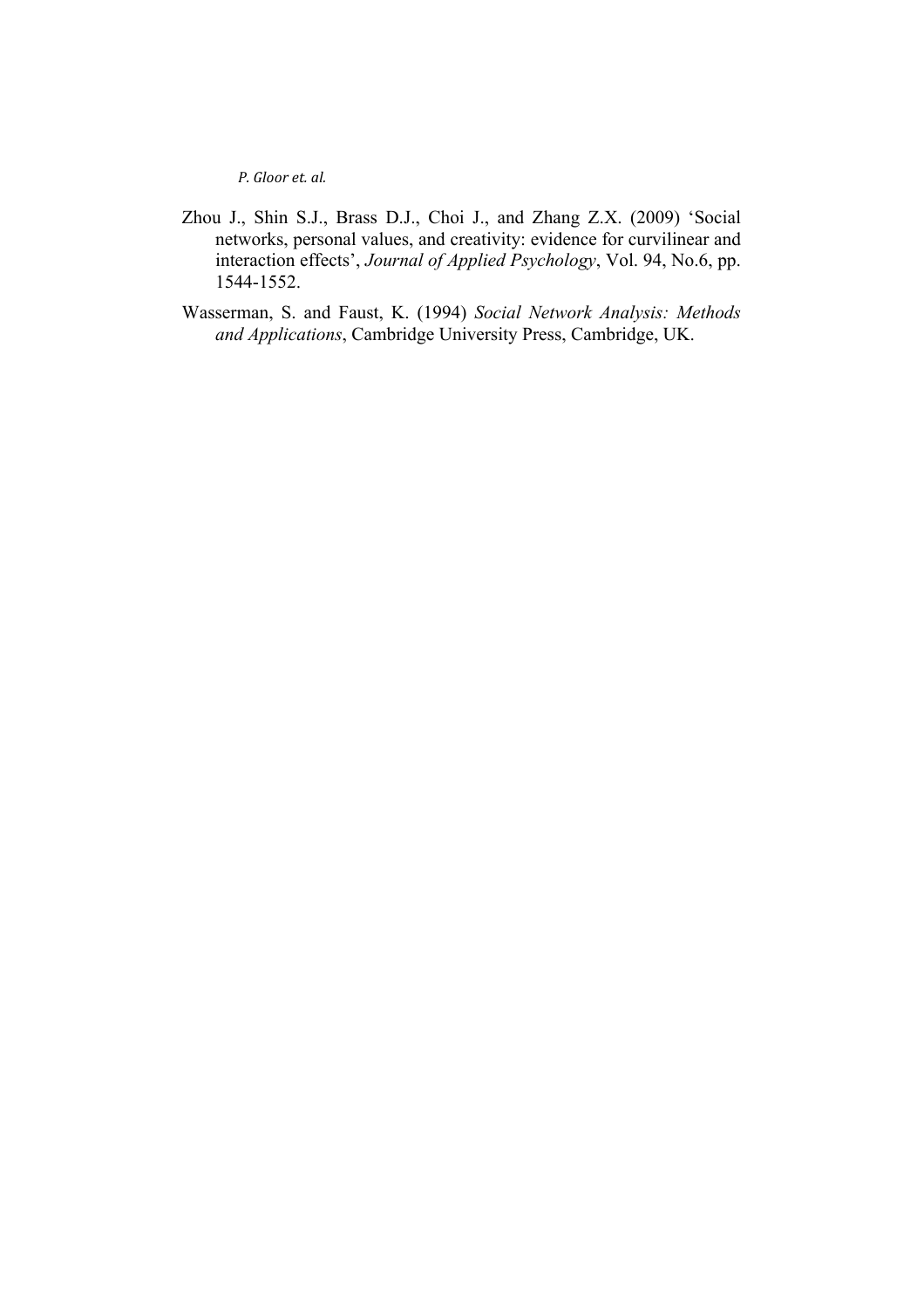Zhou J., Shin S.J., Brass D.J., Choi J., and Zhang Z.X. (2009) 'Social networks, personal values, and creativity: evidence for curvilinear and interaction effects', *Journal of Applied Psychology*, Vol. 94, No.6, pp. 1544-1552.

Wasserman, S. and Faust, K. (1994) *Social Network Analysis: Methods and Applications*, Cambridge University Press, Cambridge, UK.